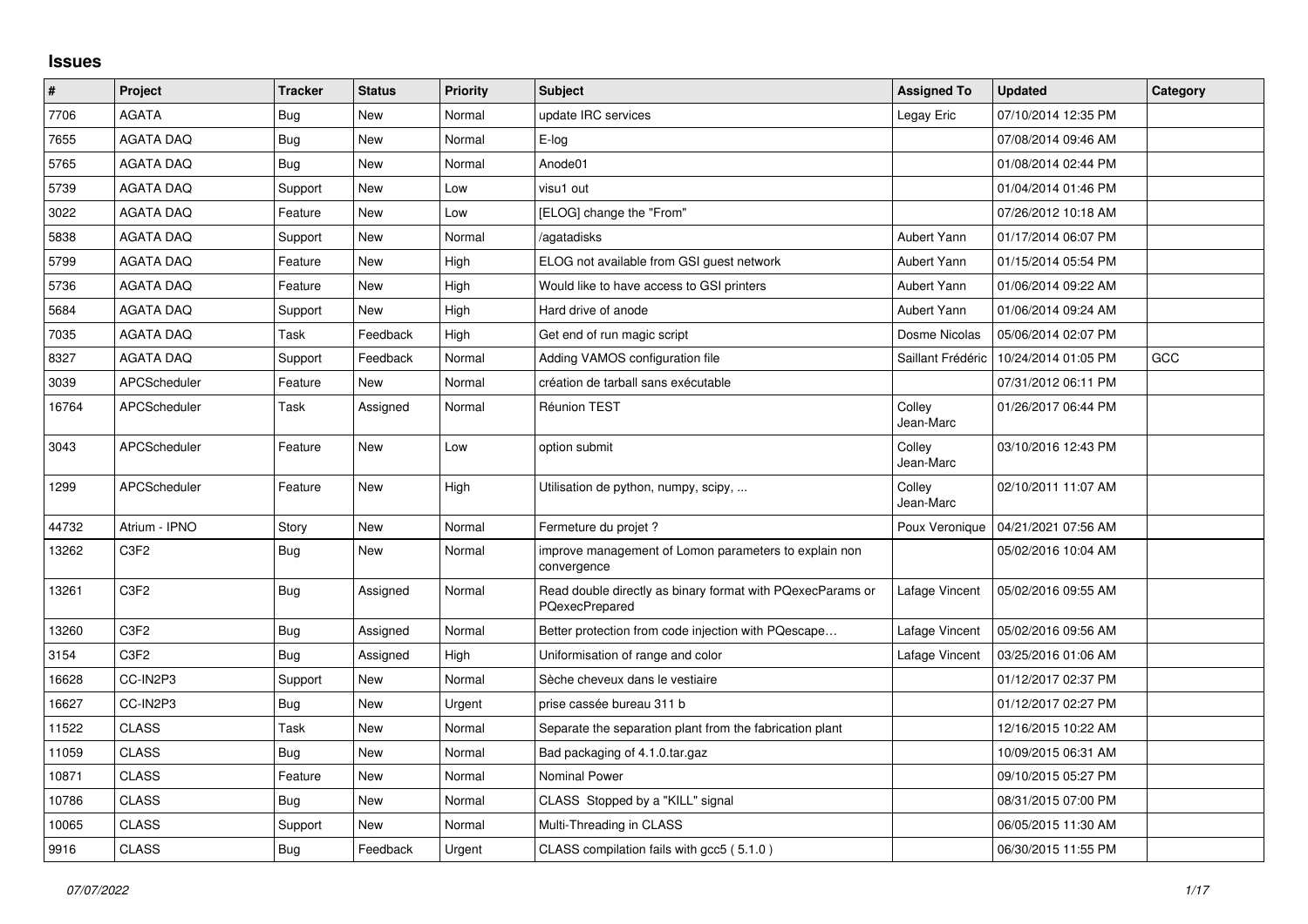# Issues

| # | Project | Tracker | Status | Priority | Subject | Assigned To | Updated | Category |
|---|---|---|---|---|---|---|---|---|
| 7706 | AGATA | Bug | New | Normal | update IRC services | Legay Eric | 07/10/2014 12:35 PM | |
| 7655 | AGATA DAQ | Bug | New | Normal | E-log | | 07/08/2014 09:46 AM | |
| 5765 | AGATA DAQ | Bug | New | Normal | Anode01 | | 01/08/2014 02:44 PM | |
| 5739 | AGATA DAQ | Support | New | Low | visu1 out | | 01/04/2014 01:46 PM | |
| 3022 | AGATA DAQ | Feature | New | Low | [ELOG] change the "From" | | 07/26/2012 10:18 AM | |
| 5838 | AGATA DAQ | Support | New | Normal | /agatadisks | Aubert Yann | 01/17/2014 06:07 PM | |
| 5799 | AGATA DAQ | Feature | New | High | ELOG not available from GSI guest network | Aubert Yann | 01/15/2014 05:54 PM | |
| 5736 | AGATA DAQ | Feature | New | High | Would like to have access to GSI printers | Aubert Yann | 01/06/2014 09:22 AM | |
| 5684 | AGATA DAQ | Support | New | High | Hard drive of anode | Aubert Yann | 01/06/2014 09:24 AM | |
| 7035 | AGATA DAQ | Task | Feedback | High | Get end of run magic script | Dosme Nicolas | 05/06/2014 02:07 PM | |
| 8327 | AGATA DAQ | Support | Feedback | Normal | Adding VAMOS configuration file | Saillant Frédéric | 10/24/2014 01:05 PM | GCC |
| 3039 | APCScheduler | Feature | New | Normal | création de tarball sans exécutable | | 07/31/2012 06:11 PM | |
| 16764 | APCScheduler | Task | Assigned | Normal | Réunion TEST | Colley Jean-Marc | 01/26/2017 06:44 PM | |
| 3043 | APCScheduler | Feature | New | Low | option submit | Colley Jean-Marc | 03/10/2016 12:43 PM | |
| 1299 | APCScheduler | Feature | New | High | Utilisation de python, numpy, scipy, ... | Colley Jean-Marc | 02/10/2011 11:07 AM | |
| 44732 | Atrium - IPNO | Story | New | Normal | Fermeture du projet ? | Poux Veronique | 04/21/2021 07:56 AM | |
| 13262 | C3F2 | Bug | New | Normal | improve management of Lomon parameters to explain non convergence | | 05/02/2016 10:04 AM | |
| 13261 | C3F2 | Bug | Assigned | Normal | Read double directly as binary format with PQexecParams or PQexecPrepared | Lafage Vincent | 05/02/2016 09:55 AM | |
| 13260 | C3F2 | Bug | Assigned | Normal | Better protection from code injection with PQescape… | Lafage Vincent | 05/02/2016 09:56 AM | |
| 3154 | C3F2 | Bug | Assigned | High | Uniformisation of range and color | Lafage Vincent | 03/25/2016 01:06 AM | |
| 16628 | CC-IN2P3 | Support | New | Normal | Sèche cheveux dans le vestiaire | | 01/12/2017 02:37 PM | |
| 16627 | CC-IN2P3 | Bug | New | Urgent | prise cassée bureau 311 b | | 01/12/2017 02:27 PM | |
| 11522 | CLASS | Task | New | Normal | Separate the separation plant from the fabrication plant | | 12/16/2015 10:22 AM | |
| 11059 | CLASS | Bug | New | Normal | Bad packaging of 4.1.0.tar.gaz | | 10/09/2015 06:31 AM | |
| 10871 | CLASS | Feature | New | Normal | Nominal Power | | 09/10/2015 05:27 PM | |
| 10786 | CLASS | Bug | New | Normal | CLASS Stopped by a "KILL" signal | | 08/31/2015 07:00 PM | |
| 10065 | CLASS | Support | New | Normal | Multi-Threading in CLASS | | 06/05/2015 11:30 AM | |
| 9916 | CLASS | Bug | Feedback | Urgent | CLASS compilation fails with gcc5 ( 5.1.0 ) | | 06/30/2015 11:55 PM | |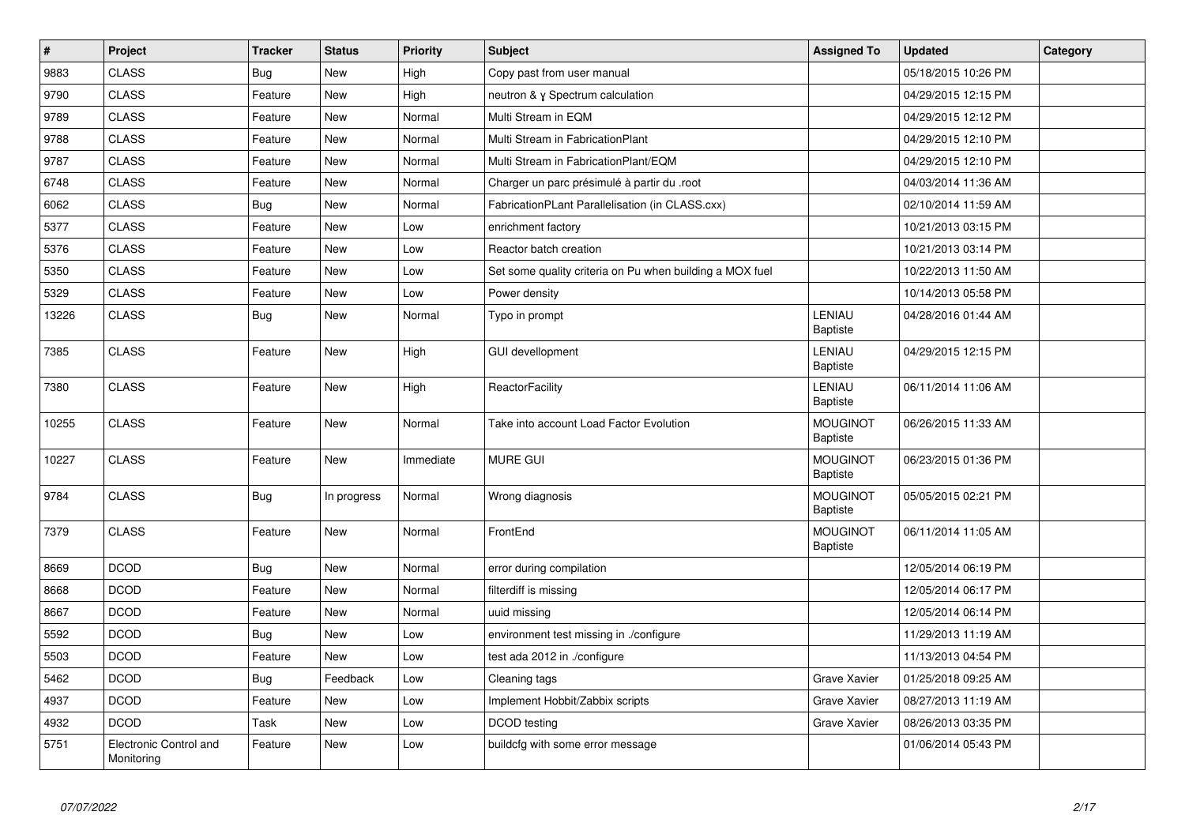| # | Project | Tracker | Status | Priority | Subject | Assigned To | Updated | Category |
|---|---|---|---|---|---|---|---|---|
| 9883 | CLASS | Bug | New | High | Copy past from user manual | | 05/18/2015 10:26 PM | |
| 9790 | CLASS | Feature | New | High | neutron & γ Spectrum calculation | | 04/29/2015 12:15 PM | |
| 9789 | CLASS | Feature | New | Normal | Multi Stream in EQM | | 04/29/2015 12:12 PM | |
| 9788 | CLASS | Feature | New | Normal | Multi Stream in FabricationPlant | | 04/29/2015 12:10 PM | |
| 9787 | CLASS | Feature | New | Normal | Multi Stream in FabricationPlant/EQM | | 04/29/2015 12:10 PM | |
| 6748 | CLASS | Feature | New | Normal | Charger un parc présimulé à partir du .root | | 04/03/2014 11:36 AM | |
| 6062 | CLASS | Bug | New | Normal | FabricationPLant Parallelisation (in CLASS.cxx) | | 02/10/2014 11:59 AM | |
| 5377 | CLASS | Feature | New | Low | enrichment factory | | 10/21/2013 03:15 PM | |
| 5376 | CLASS | Feature | New | Low | Reactor batch creation | | 10/21/2013 03:14 PM | |
| 5350 | CLASS | Feature | New | Low | Set some quality criteria on Pu when building a MOX fuel | | 10/22/2013 11:50 AM | |
| 5329 | CLASS | Feature | New | Low | Power density | | 10/14/2013 05:58 PM | |
| 13226 | CLASS | Bug | New | Normal | Typo in prompt | LENIAU Baptiste | 04/28/2016 01:44 AM | |
| 7385 | CLASS | Feature | New | High | GUI devellopment | LENIAU Baptiste | 04/29/2015 12:15 PM | |
| 7380 | CLASS | Feature | New | High | ReactorFacility | LENIAU Baptiste | 06/11/2014 11:06 AM | |
| 10255 | CLASS | Feature | New | Normal | Take into account Load Factor Evolution | MOUGINOT Baptiste | 06/26/2015 11:33 AM | |
| 10227 | CLASS | Feature | New | Immediate | MURE GUI | MOUGINOT Baptiste | 06/23/2015 01:36 PM | |
| 9784 | CLASS | Bug | In progress | Normal | Wrong diagnosis | MOUGINOT Baptiste | 05/05/2015 02:21 PM | |
| 7379 | CLASS | Feature | New | Normal | FrontEnd | MOUGINOT Baptiste | 06/11/2014 11:05 AM | |
| 8669 | DCOD | Bug | New | Normal | error during compilation | | 12/05/2014 06:19 PM | |
| 8668 | DCOD | Feature | New | Normal | filterdiff is missing | | 12/05/2014 06:17 PM | |
| 8667 | DCOD | Feature | New | Normal | uuid missing | | 12/05/2014 06:14 PM | |
| 5592 | DCOD | Bug | New | Low | environment test missing in ./configure | | 11/29/2013 11:19 AM | |
| 5503 | DCOD | Feature | New | Low | test ada 2012 in ./configure | | 11/13/2013 04:54 PM | |
| 5462 | DCOD | Bug | Feedback | Low | Cleaning tags | Grave Xavier | 01/25/2018 09:25 AM | |
| 4937 | DCOD | Feature | New | Low | Implement Hobbit/Zabbix scripts | Grave Xavier | 08/27/2013 11:19 AM | |
| 4932 | DCOD | Task | New | Low | DCOD testing | Grave Xavier | 08/26/2013 03:35 PM | |
| 5751 | Electronic Control and Monitoring | Feature | New | Low | buildcfg with some error message | | 01/06/2014 05:43 PM | |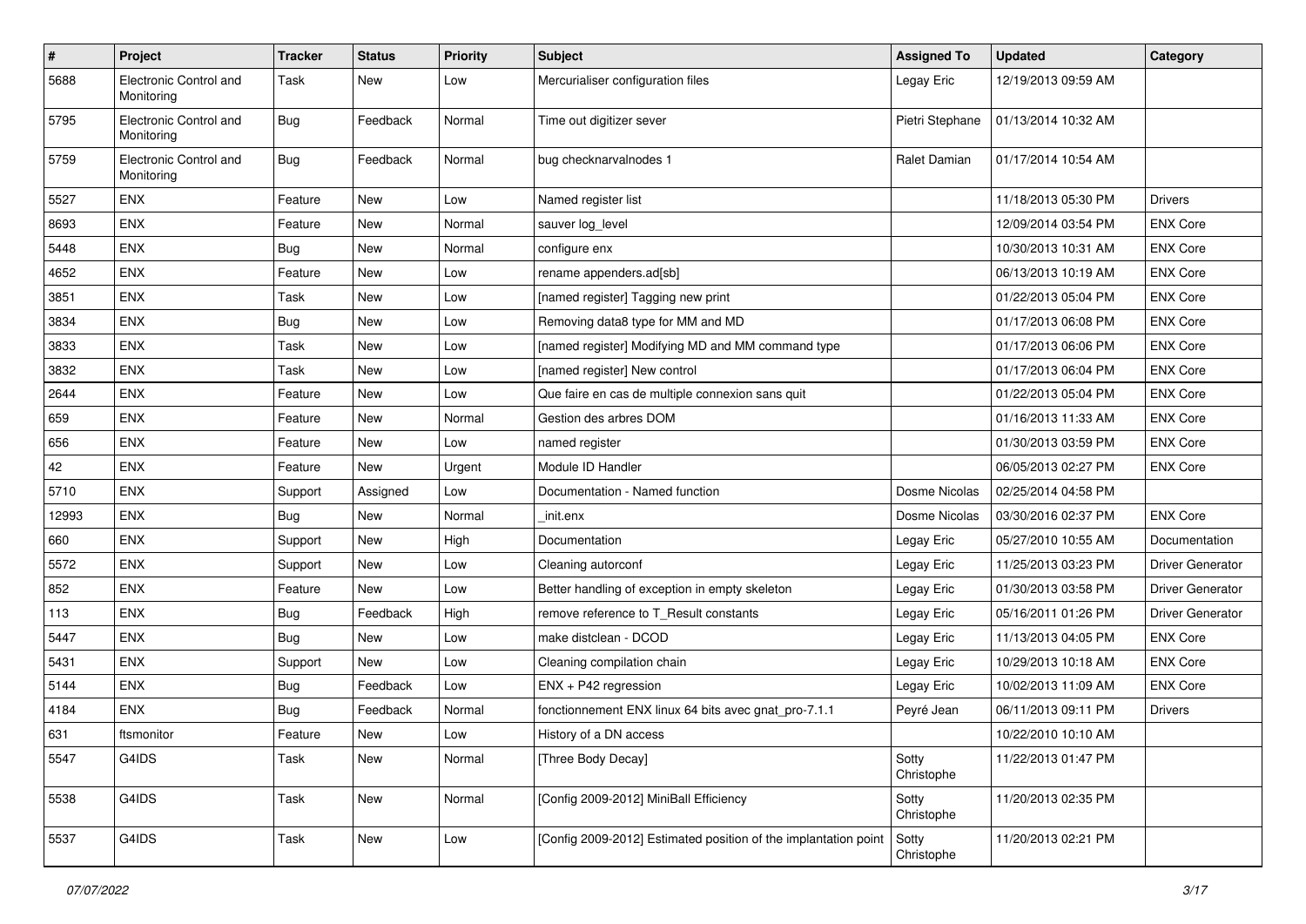| # | Project | Tracker | Status | Priority | Subject | Assigned To | Updated | Category |
| --- | --- | --- | --- | --- | --- | --- | --- | --- |
| 5688 | Electronic Control and Monitoring | Task | New | Low | Mercurialiser configuration files | Legay Eric | 12/19/2013 09:59 AM | |
| 5795 | Electronic Control and Monitoring | Bug | Feedback | Normal | Time out digitizer sever | Pietri Stephane | 01/13/2014 10:32 AM | |
| 5759 | Electronic Control and Monitoring | Bug | Feedback | Normal | bug checknarvalnodes 1 | Ralet Damian | 01/17/2014 10:54 AM | |
| 5527 | ENX | Feature | New | Low | Named register list | | 11/18/2013 05:30 PM | Drivers |
| 8693 | ENX | Feature | New | Normal | sauver log_level | | 12/09/2014 03:54 PM | ENX Core |
| 5448 | ENX | Bug | New | Normal | configure enx | | 10/30/2013 10:31 AM | ENX Core |
| 4652 | ENX | Feature | New | Low | rename appenders.ad[sb] | | 06/13/2013 10:19 AM | ENX Core |
| 3851 | ENX | Task | New | Low | [named register] Tagging new print | | 01/22/2013 05:04 PM | ENX Core |
| 3834 | ENX | Bug | New | Low | Removing data8 type for MM and MD | | 01/17/2013 06:08 PM | ENX Core |
| 3833 | ENX | Task | New | Low | [named register] Modifying MD and MM command type | | 01/17/2013 06:06 PM | ENX Core |
| 3832 | ENX | Task | New | Low | [named register] New control | | 01/17/2013 06:04 PM | ENX Core |
| 2644 | ENX | Feature | New | Low | Que faire en cas de multiple connexion sans quit | | 01/22/2013 05:04 PM | ENX Core |
| 659 | ENX | Feature | New | Normal | Gestion des arbres DOM | | 01/16/2013 11:33 AM | ENX Core |
| 656 | ENX | Feature | New | Low | named register | | 01/30/2013 03:59 PM | ENX Core |
| 42 | ENX | Feature | New | Urgent | Module ID Handler | | 06/05/2013 02:27 PM | ENX Core |
| 5710 | ENX | Support | Assigned | Low | Documentation - Named function | Dosme Nicolas | 02/25/2014 04:58 PM | |
| 12993 | ENX | Bug | New | Normal | _init.enx | Dosme Nicolas | 03/30/2016 02:37 PM | ENX Core |
| 660 | ENX | Support | New | High | Documentation | Legay Eric | 05/27/2010 10:55 AM | Documentation |
| 5572 | ENX | Support | New | Low | Cleaning autorconf | Legay Eric | 11/25/2013 03:23 PM | Driver Generator |
| 852 | ENX | Feature | New | Low | Better handling of exception in empty skeleton | Legay Eric | 01/30/2013 03:58 PM | Driver Generator |
| 113 | ENX | Bug | Feedback | High | remove reference to T_Result constants | Legay Eric | 05/16/2011 01:26 PM | Driver Generator |
| 5447 | ENX | Bug | New | Low | make distclean - DCOD | Legay Eric | 11/13/2013 04:05 PM | ENX Core |
| 5431 | ENX | Support | New | Low | Cleaning compilation chain | Legay Eric | 10/29/2013 10:18 AM | ENX Core |
| 5144 | ENX | Bug | Feedback | Low | ENX + P42 regression | Legay Eric | 10/02/2013 11:09 AM | ENX Core |
| 4184 | ENX | Bug | Feedback | Normal | fonctionnement ENX linux 64 bits avec gnat_pro-7.1.1 | Peyré Jean | 06/11/2013 09:11 PM | Drivers |
| 631 | ftsmonitor | Feature | New | Low | History of a DN access | | 10/22/2010 10:10 AM | |
| 5547 | G4IDS | Task | New | Normal | [Three Body Decay] | Sotty Christophe | 11/22/2013 01:47 PM | |
| 5538 | G4IDS | Task | New | Normal | [Config 2009-2012] MiniBall Efficiency | Sotty Christophe | 11/20/2013 02:35 PM | |
| 5537 | G4IDS | Task | New | Low | [Config 2009-2012] Estimated position of the implantation point | Sotty Christophe | 11/20/2013 02:21 PM | |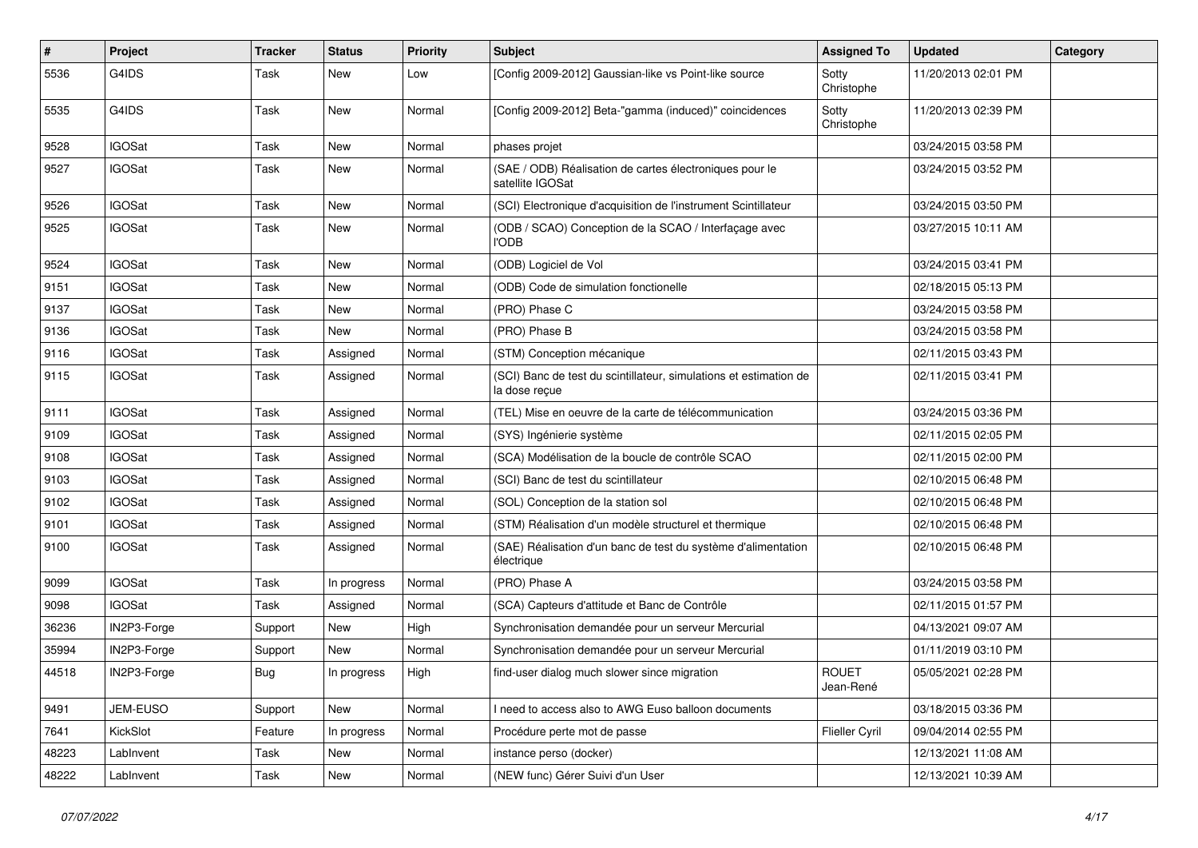| # | Project | Tracker | Status | Priority | Subject | Assigned To | Updated | Category |
|---|---|---|---|---|---|---|---|---|
| 5536 | G4IDS | Task | New | Low | [Config 2009-2012] Gaussian-like vs Point-like source | Sotty Christophe | 11/20/2013 02:01 PM | |
| 5535 | G4IDS | Task | New | Normal | [Config 2009-2012] Beta-"gamma (induced)" coincidences | Sotty Christophe | 11/20/2013 02:39 PM | |
| 9528 | IGOSat | Task | New | Normal | phases projet | | 03/24/2015 03:58 PM | |
| 9527 | IGOSat | Task | New | Normal | (SAE / ODB) Réalisation de cartes électroniques pour le satellite IGOSat | | 03/24/2015 03:52 PM | |
| 9526 | IGOSat | Task | New | Normal | (SCI) Electronique d'acquisition de l'instrument Scintillateur | | 03/24/2015 03:50 PM | |
| 9525 | IGOSat | Task | New | Normal | (ODB / SCAO) Conception de la SCAO / Interfaçage avec l'ODB | | 03/27/2015 10:11 AM | |
| 9524 | IGOSat | Task | New | Normal | (ODB) Logiciel de Vol | | 03/24/2015 03:41 PM | |
| 9151 | IGOSat | Task | New | Normal | (ODB) Code de simulation fonctionelle | | 02/18/2015 05:13 PM | |
| 9137 | IGOSat | Task | New | Normal | (PRO) Phase C | | 03/24/2015 03:58 PM | |
| 9136 | IGOSat | Task | New | Normal | (PRO) Phase B | | 03/24/2015 03:58 PM | |
| 9116 | IGOSat | Task | Assigned | Normal | (STM) Conception mécanique | | 02/11/2015 03:43 PM | |
| 9115 | IGOSat | Task | Assigned | Normal | (SCI) Banc de test du scintillateur, simulations et estimation de la dose reçue | | 02/11/2015 03:41 PM | |
| 9111 | IGOSat | Task | Assigned | Normal | (TEL) Mise en oeuvre de la carte de télécommunication | | 03/24/2015 03:36 PM | |
| 9109 | IGOSat | Task | Assigned | Normal | (SYS) Ingénierie système | | 02/11/2015 02:05 PM | |
| 9108 | IGOSat | Task | Assigned | Normal | (SCA) Modélisation de la boucle de contrôle SCAO | | 02/11/2015 02:00 PM | |
| 9103 | IGOSat | Task | Assigned | Normal | (SCI) Banc de test du scintillateur | | 02/10/2015 06:48 PM | |
| 9102 | IGOSat | Task | Assigned | Normal | (SOL) Conception de la station sol | | 02/10/2015 06:48 PM | |
| 9101 | IGOSat | Task | Assigned | Normal | (STM) Réalisation d'un modèle structurel et thermique | | 02/10/2015 06:48 PM | |
| 9100 | IGOSat | Task | Assigned | Normal | (SAE) Réalisation d'un banc de test du système d'alimentation électrique | | 02/10/2015 06:48 PM | |
| 9099 | IGOSat | Task | In progress | Normal | (PRO) Phase A | | 03/24/2015 03:58 PM | |
| 9098 | IGOSat | Task | Assigned | Normal | (SCA) Capteurs d'attitude et Banc de Contrôle | | 02/11/2015 01:57 PM | |
| 36236 | IN2P3-Forge | Support | New | High | Synchronisation demandée pour un serveur Mercurial | | 04/13/2021 09:07 AM | |
| 35994 | IN2P3-Forge | Support | New | Normal | Synchronisation demandée pour un serveur Mercurial | | 01/11/2019 03:10 PM | |
| 44518 | IN2P3-Forge | Bug | In progress | High | find-user dialog much slower since migration | ROUET Jean-René | 05/05/2021 02:28 PM | |
| 9491 | JEM-EUSO | Support | New | Normal | I need to access also to AWG Euso balloon documents | | 03/18/2015 03:36 PM | |
| 7641 | KickSlot | Feature | In progress | Normal | Procédure perte mot de passe | Flieller Cyril | 09/04/2014 02:55 PM | |
| 48223 | LabInvent | Task | New | Normal | instance perso (docker) | | 12/13/2021 11:08 AM | |
| 48222 | LabInvent | Task | New | Normal | (NEW func) Gérer Suivi d'un User | | 12/13/2021 10:39 AM | |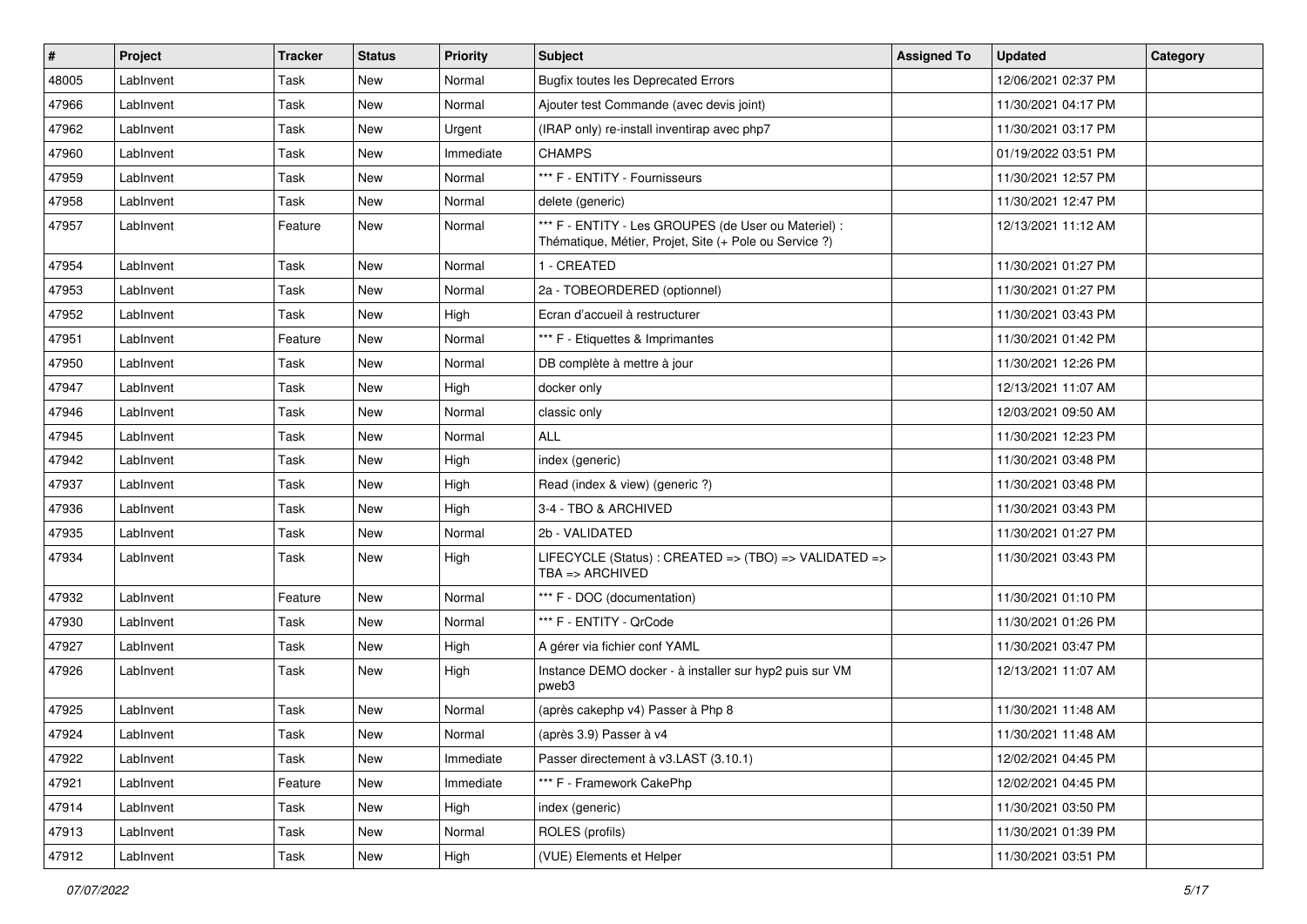| # | Project | Tracker | Status | Priority | Subject | Assigned To | Updated | Category |
|---|---|---|---|---|---|---|---|---|
| 48005 | LabInvent | Task | New | Normal | Bugfix toutes les Deprecated Errors | | 12/06/2021 02:37 PM | |
| 47966 | LabInvent | Task | New | Normal | Ajouter test Commande (avec devis joint) | | 11/30/2021 04:17 PM | |
| 47962 | LabInvent | Task | New | Urgent | (IRAP only) re-install inventirap avec php7 | | 11/30/2021 03:17 PM | |
| 47960 | LabInvent | Task | New | Immediate | CHAMPS | | 01/19/2022 03:51 PM | |
| 47959 | LabInvent | Task | New | Normal | *** F - ENTITY - Fournisseurs | | 11/30/2021 12:57 PM | |
| 47958 | LabInvent | Task | New | Normal | delete (generic) | | 11/30/2021 12:47 PM | |
| 47957 | LabInvent | Feature | New | Normal | *** F - ENTITY - Les GROUPES (de User ou Materiel) : Thématique, Métier, Projet, Site (+ Pole ou Service ?) | | 12/13/2021 11:12 AM | |
| 47954 | LabInvent | Task | New | Normal | 1 - CREATED | | 11/30/2021 01:27 PM | |
| 47953 | LabInvent | Task | New | Normal | 2a - TOBEORDERED (optionnel) | | 11/30/2021 01:27 PM | |
| 47952 | LabInvent | Task | New | High | Ecran d'accueil à restructurer | | 11/30/2021 03:43 PM | |
| 47951 | LabInvent | Feature | New | Normal | *** F - Etiquettes & Imprimantes | | 11/30/2021 01:42 PM | |
| 47950 | LabInvent | Task | New | Normal | DB complète à mettre à jour | | 11/30/2021 12:26 PM | |
| 47947 | LabInvent | Task | New | High | docker only | | 12/13/2021 11:07 AM | |
| 47946 | LabInvent | Task | New | Normal | classic only | | 12/03/2021 09:50 AM | |
| 47945 | LabInvent | Task | New | Normal | ALL | | 11/30/2021 12:23 PM | |
| 47942 | LabInvent | Task | New | High | index (generic) | | 11/30/2021 03:48 PM | |
| 47937 | LabInvent | Task | New | High | Read (index & view) (generic ?) | | 11/30/2021 03:48 PM | |
| 47936 | LabInvent | Task | New | High | 3-4 - TBO & ARCHIVED | | 11/30/2021 03:43 PM | |
| 47935 | LabInvent | Task | New | Normal | 2b - VALIDATED | | 11/30/2021 01:27 PM | |
| 47934 | LabInvent | Task | New | High | LIFECYCLE (Status) : CREATED => (TBO) => VALIDATED => TBA => ARCHIVED | | 11/30/2021 03:43 PM | |
| 47932 | LabInvent | Feature | New | Normal | *** F - DOC (documentation) | | 11/30/2021 01:10 PM | |
| 47930 | LabInvent | Task | New | Normal | *** F - ENTITY - QrCode | | 11/30/2021 01:26 PM | |
| 47927 | LabInvent | Task | New | High | A gérer via fichier conf YAML | | 11/30/2021 03:47 PM | |
| 47926 | LabInvent | Task | New | High | Instance DEMO docker - à installer sur hyp2 puis sur VM pweb3 | | 12/13/2021 11:07 AM | |
| 47925 | LabInvent | Task | New | Normal | (après cakephp v4) Passer à Php 8 | | 11/30/2021 11:48 AM | |
| 47924 | LabInvent | Task | New | Normal | (après 3.9) Passer à v4 | | 11/30/2021 11:48 AM | |
| 47922 | LabInvent | Task | New | Immediate | Passer directement à v3.LAST (3.10.1) | | 12/02/2021 04:45 PM | |
| 47921 | LabInvent | Feature | New | Immediate | *** F - Framework CakePhp | | 12/02/2021 04:45 PM | |
| 47914 | LabInvent | Task | New | High | index (generic) | | 11/30/2021 03:50 PM | |
| 47913 | LabInvent | Task | New | Normal | ROLES (profils) | | 11/30/2021 01:39 PM | |
| 47912 | LabInvent | Task | New | High | (VUE) Elements et Helper | | 11/30/2021 03:51 PM | |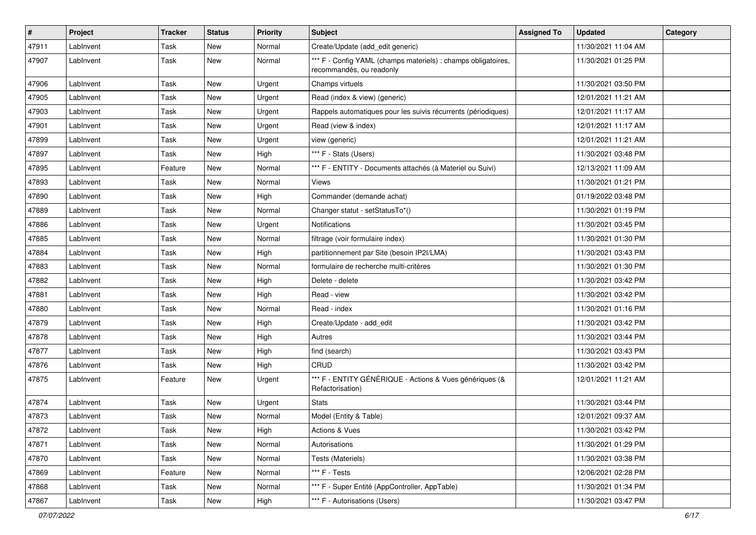| # | Project | Tracker | Status | Priority | Subject | Assigned To | Updated | Category |
|---|---|---|---|---|---|---|---|---|
| 47911 | LabInvent | Task | New | Normal | Create/Update (add_edit generic) | | 11/30/2021 11:04 AM | |
| 47907 | LabInvent | Task | New | Normal | *** F - Config YAML (champs materiels) : champs obligatoires, recommandés, ou readonly | | 11/30/2021 01:25 PM | |
| 47906 | LabInvent | Task | New | Urgent | Champs virtuels | | 11/30/2021 03:50 PM | |
| 47905 | LabInvent | Task | New | Urgent | Read (index & view) (generic) | | 12/01/2021 11:21 AM | |
| 47903 | LabInvent | Task | New | Urgent | Rappels automatiques pour les suivis récurrents (périodiques) | | 12/01/2021 11:17 AM | |
| 47901 | LabInvent | Task | New | Urgent | Read (view & index) | | 12/01/2021 11:17 AM | |
| 47899 | LabInvent | Task | New | Urgent | view (generic) | | 12/01/2021 11:21 AM | |
| 47897 | LabInvent | Task | New | High | *** F - Stats (Users) | | 11/30/2021 03:48 PM | |
| 47895 | LabInvent | Feature | New | Normal | *** F - ENTITY - Documents attachés (à Materiel ou Suivi) | | 12/13/2021 11:09 AM | |
| 47893 | LabInvent | Task | New | Normal | Views | | 11/30/2021 01:21 PM | |
| 47890 | LabInvent | Task | New | High | Commander (demande achat) | | 01/19/2022 03:48 PM | |
| 47889 | LabInvent | Task | New | Normal | Changer statut - setStatusTo*() | | 11/30/2021 01:19 PM | |
| 47886 | LabInvent | Task | New | Urgent | Notifications | | 11/30/2021 03:45 PM | |
| 47885 | LabInvent | Task | New | Normal | filtrage (voir formulaire index) | | 11/30/2021 01:30 PM | |
| 47884 | LabInvent | Task | New | High | partitionnement par Site (besoin IP2I/LMA) | | 11/30/2021 03:43 PM | |
| 47883 | LabInvent | Task | New | Normal | formulaire de recherche multi-critères | | 11/30/2021 01:30 PM | |
| 47882 | LabInvent | Task | New | High | Delete - delete | | 11/30/2021 03:42 PM | |
| 47881 | LabInvent | Task | New | High | Read - view | | 11/30/2021 03:42 PM | |
| 47880 | LabInvent | Task | New | Normal | Read - index | | 11/30/2021 01:16 PM | |
| 47879 | LabInvent | Task | New | High | Create/Update - add_edit | | 11/30/2021 03:42 PM | |
| 47878 | LabInvent | Task | New | High | Autres | | 11/30/2021 03:44 PM | |
| 47877 | LabInvent | Task | New | High | find (search) | | 11/30/2021 03:43 PM | |
| 47876 | LabInvent | Task | New | High | CRUD | | 11/30/2021 03:42 PM | |
| 47875 | LabInvent | Feature | New | Urgent | *** F - ENTITY GÉNÉRIQUE - Actions & Vues génériques (& Refactorisation) | | 12/01/2021 11:21 AM | |
| 47874 | LabInvent | Task | New | Urgent | Stats | | 11/30/2021 03:44 PM | |
| 47873 | LabInvent | Task | New | Normal | Model (Entity & Table) | | 12/01/2021 09:37 AM | |
| 47872 | LabInvent | Task | New | High | Actions & Vues | | 11/30/2021 03:42 PM | |
| 47871 | LabInvent | Task | New | Normal | Autorisations | | 11/30/2021 01:29 PM | |
| 47870 | LabInvent | Task | New | Normal | Tests (Materiels) | | 11/30/2021 03:38 PM | |
| 47869 | LabInvent | Feature | New | Normal | *** F - Tests | | 12/06/2021 02:28 PM | |
| 47868 | LabInvent | Task | New | Normal | *** F - Super Entité (AppController, AppTable) | | 11/30/2021 01:34 PM | |
| 47867 | LabInvent | Task | New | High | *** F - Autorisations (Users) | | 11/30/2021 03:47 PM | |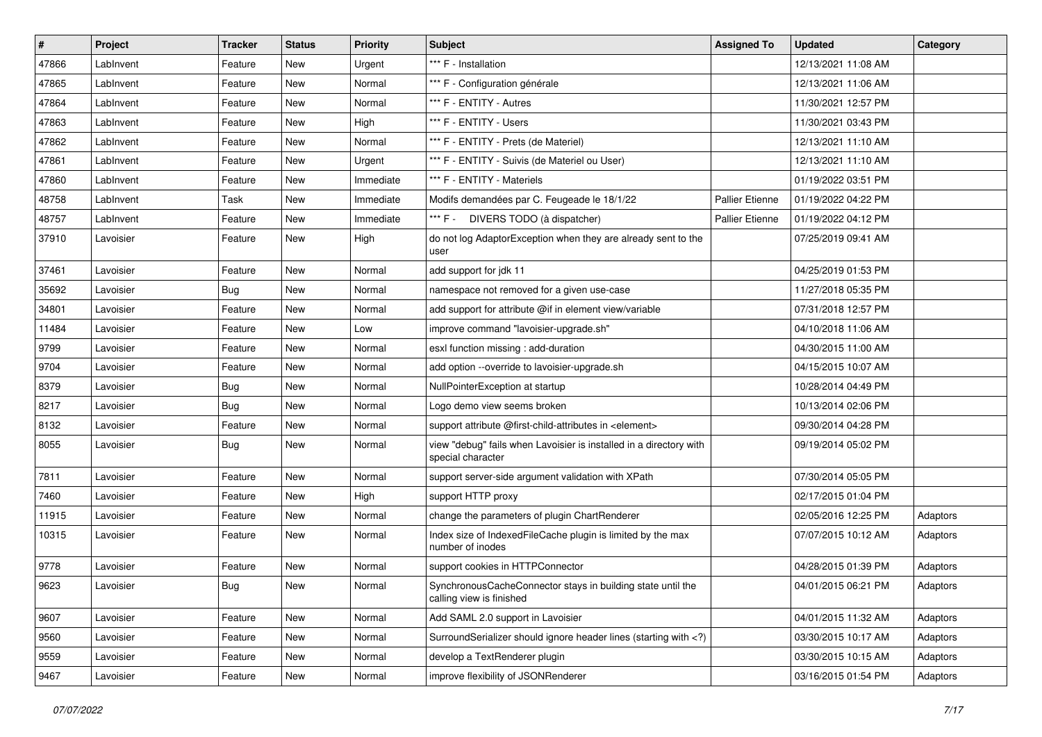| # | Project | Tracker | Status | Priority | Subject | Assigned To | Updated | Category |
|---|---|---|---|---|---|---|---|---|
| 47866 | LabInvent | Feature | New | Urgent | *** F - Installation | | 12/13/2021 11:08 AM | |
| 47865 | LabInvent | Feature | New | Normal | *** F - Configuration générale | | 12/13/2021 11:06 AM | |
| 47864 | LabInvent | Feature | New | Normal | *** F - ENTITY - Autres | | 11/30/2021 12:57 PM | |
| 47863 | LabInvent | Feature | New | High | *** F - ENTITY - Users | | 11/30/2021 03:43 PM | |
| 47862 | LabInvent | Feature | New | Normal | *** F - ENTITY - Prets (de Materiel) | | 12/13/2021 11:10 AM | |
| 47861 | LabInvent | Feature | New | Urgent | *** F - ENTITY - Suivis (de Materiel ou User) | | 12/13/2021 11:10 AM | |
| 47860 | LabInvent | Feature | New | Immediate | *** F - ENTITY - Materiels | | 01/19/2022 03:51 PM | |
| 48758 | LabInvent | Task | New | Immediate | Modifs demandées par C. Feugeade le 18/1/22 | Pallier Etienne | 01/19/2022 04:22 PM | |
| 48757 | LabInvent | Feature | New | Immediate | *** F - DIVERS TODO (à dispatcher) | Pallier Etienne | 01/19/2022 04:12 PM | |
| 37910 | Lavoisier | Feature | New | High | do not log AdaptorException when they are already sent to the user | | 07/25/2019 09:41 AM | |
| 37461 | Lavoisier | Feature | New | Normal | add support for jdk 11 | | 04/25/2019 01:53 PM | |
| 35692 | Lavoisier | Bug | New | Normal | namespace not removed for a given use-case | | 11/27/2018 05:35 PM | |
| 34801 | Lavoisier | Feature | New | Normal | add support for attribute @if in element view/variable | | 07/31/2018 12:57 PM | |
| 11484 | Lavoisier | Feature | New | Low | improve command "lavoisier-upgrade.sh" | | 04/10/2018 11:06 AM | |
| 9799 | Lavoisier | Feature | New | Normal | esxl function missing : add-duration | | 04/30/2015 11:00 AM | |
| 9704 | Lavoisier | Feature | New | Normal | add option --override to lavoisier-upgrade.sh | | 04/15/2015 10:07 AM | |
| 8379 | Lavoisier | Bug | New | Normal | NullPointerException at startup | | 10/28/2014 04:49 PM | |
| 8217 | Lavoisier | Bug | New | Normal | Logo demo view seems broken | | 10/13/2014 02:06 PM | |
| 8132 | Lavoisier | Feature | New | Normal | support attribute @first-child-attributes in <element> | | 09/30/2014 04:28 PM | |
| 8055 | Lavoisier | Bug | New | Normal | view "debug" fails when Lavoisier is installed in a directory with special character | | 09/19/2014 05:02 PM | |
| 7811 | Lavoisier | Feature | New | Normal | support server-side argument validation with XPath | | 07/30/2014 05:05 PM | |
| 7460 | Lavoisier | Feature | New | High | support HTTP proxy | | 02/17/2015 01:04 PM | |
| 11915 | Lavoisier | Feature | New | Normal | change the parameters of plugin ChartRenderer | | 02/05/2016 12:25 PM | Adaptors |
| 10315 | Lavoisier | Feature | New | Normal | Index size of IndexedFileCache plugin is limited by the max number of inodes | | 07/07/2015 10:12 AM | Adaptors |
| 9778 | Lavoisier | Feature | New | Normal | support cookies in HTTPConnector | | 04/28/2015 01:39 PM | Adaptors |
| 9623 | Lavoisier | Bug | New | Normal | SynchronousCacheConnector stays in building state until the calling view is finished | | 04/01/2015 06:21 PM | Adaptors |
| 9607 | Lavoisier | Feature | New | Normal | Add SAML 2.0 support in Lavoisier | | 04/01/2015 11:32 AM | Adaptors |
| 9560 | Lavoisier | Feature | New | Normal | SurroundSerializer should ignore header lines (starting with <?) | | 03/30/2015 10:17 AM | Adaptors |
| 9559 | Lavoisier | Feature | New | Normal | develop a TextRenderer plugin | | 03/30/2015 10:15 AM | Adaptors |
| 9467 | Lavoisier | Feature | New | Normal | improve flexibility of JSONRenderer | | 03/16/2015 01:54 PM | Adaptors |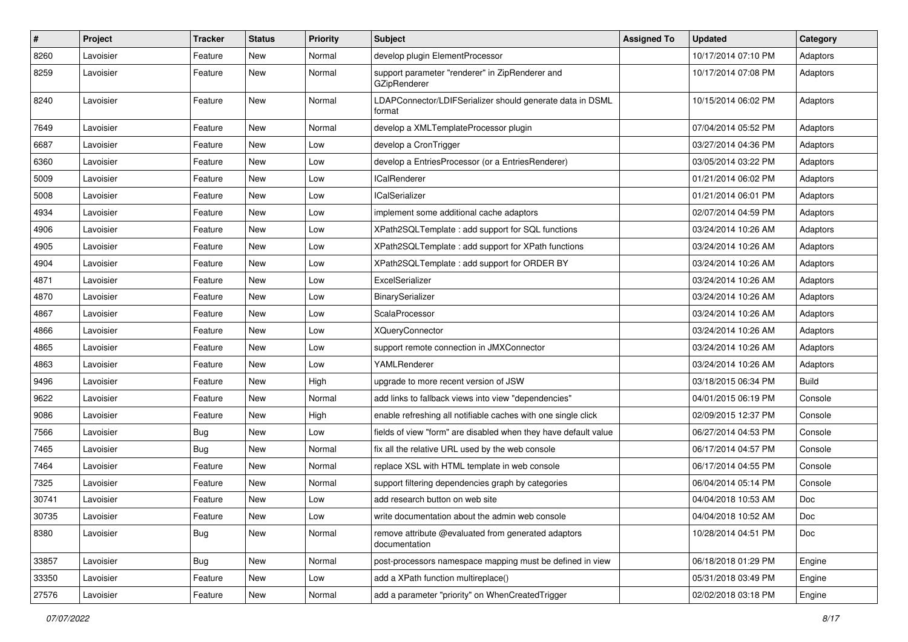| # | Project | Tracker | Status | Priority | Subject | Assigned To | Updated | Category |
|---|---|---|---|---|---|---|---|---|
| 8260 | Lavoisier | Feature | New | Normal | develop plugin ElementProcessor | | 10/17/2014 07:10 PM | Adaptors |
| 8259 | Lavoisier | Feature | New | Normal | support parameter "renderer" in ZipRenderer and GZipRenderer | | 10/17/2014 07:08 PM | Adaptors |
| 8240 | Lavoisier | Feature | New | Normal | LDAPConnector/LDIFSerializer should generate data in DSML format | | 10/15/2014 06:02 PM | Adaptors |
| 7649 | Lavoisier | Feature | New | Normal | develop a XMLTemplateProcessor plugin | | 07/04/2014 05:52 PM | Adaptors |
| 6687 | Lavoisier | Feature | New | Low | develop a CronTrigger | | 03/27/2014 04:36 PM | Adaptors |
| 6360 | Lavoisier | Feature | New | Low | develop a EntriesProcessor (or a EntriesRenderer) | | 03/05/2014 03:22 PM | Adaptors |
| 5009 | Lavoisier | Feature | New | Low | ICalRenderer | | 01/21/2014 06:02 PM | Adaptors |
| 5008 | Lavoisier | Feature | New | Low | ICalSerializer | | 01/21/2014 06:01 PM | Adaptors |
| 4934 | Lavoisier | Feature | New | Low | implement some additional cache adaptors | | 02/07/2014 04:59 PM | Adaptors |
| 4906 | Lavoisier | Feature | New | Low | XPath2SQLTemplate : add support for SQL functions | | 03/24/2014 10:26 AM | Adaptors |
| 4905 | Lavoisier | Feature | New | Low | XPath2SQLTemplate : add support for XPath functions | | 03/24/2014 10:26 AM | Adaptors |
| 4904 | Lavoisier | Feature | New | Low | XPath2SQLTemplate : add support for ORDER BY | | 03/24/2014 10:26 AM | Adaptors |
| 4871 | Lavoisier | Feature | New | Low | ExcelSerializer | | 03/24/2014 10:26 AM | Adaptors |
| 4870 | Lavoisier | Feature | New | Low | BinarySerializer | | 03/24/2014 10:26 AM | Adaptors |
| 4867 | Lavoisier | Feature | New | Low | ScalaProcessor | | 03/24/2014 10:26 AM | Adaptors |
| 4866 | Lavoisier | Feature | New | Low | XQueryConnector | | 03/24/2014 10:26 AM | Adaptors |
| 4865 | Lavoisier | Feature | New | Low | support remote connection in JMXConnector | | 03/24/2014 10:26 AM | Adaptors |
| 4863 | Lavoisier | Feature | New | Low | YAMLRenderer | | 03/24/2014 10:26 AM | Adaptors |
| 9496 | Lavoisier | Feature | New | High | upgrade to more recent version of JSW | | 03/18/2015 06:34 PM | Build |
| 9622 | Lavoisier | Feature | New | Normal | add links to fallback views into view "dependencies" | | 04/01/2015 06:19 PM | Console |
| 9086 | Lavoisier | Feature | New | High | enable refreshing all notifiable caches with one single click | | 02/09/2015 12:37 PM | Console |
| 7566 | Lavoisier | Bug | New | Low | fields of view "form" are disabled when they have default value | | 06/27/2014 04:53 PM | Console |
| 7465 | Lavoisier | Bug | New | Normal | fix all the relative URL used by the web console | | 06/17/2014 04:57 PM | Console |
| 7464 | Lavoisier | Feature | New | Normal | replace XSL with HTML template in web console | | 06/17/2014 04:55 PM | Console |
| 7325 | Lavoisier | Feature | New | Normal | support filtering dependencies graph by categories | | 06/04/2014 05:14 PM | Console |
| 30741 | Lavoisier | Feature | New | Low | add research button on web site | | 04/04/2018 10:53 AM | Doc |
| 30735 | Lavoisier | Feature | New | Low | write documentation about the admin web console | | 04/04/2018 10:52 AM | Doc |
| 8380 | Lavoisier | Bug | New | Normal | remove attribute @evaluated from generated adaptors documentation | | 10/28/2014 04:51 PM | Doc |
| 33857 | Lavoisier | Bug | New | Normal | post-processors namespace mapping must be defined in view | | 06/18/2018 01:29 PM | Engine |
| 33350 | Lavoisier | Feature | New | Low | add a XPath function multireplace() | | 05/31/2018 03:49 PM | Engine |
| 27576 | Lavoisier | Feature | New | Normal | add a parameter "priority" on WhenCreatedTrigger | | 02/02/2018 03:18 PM | Engine |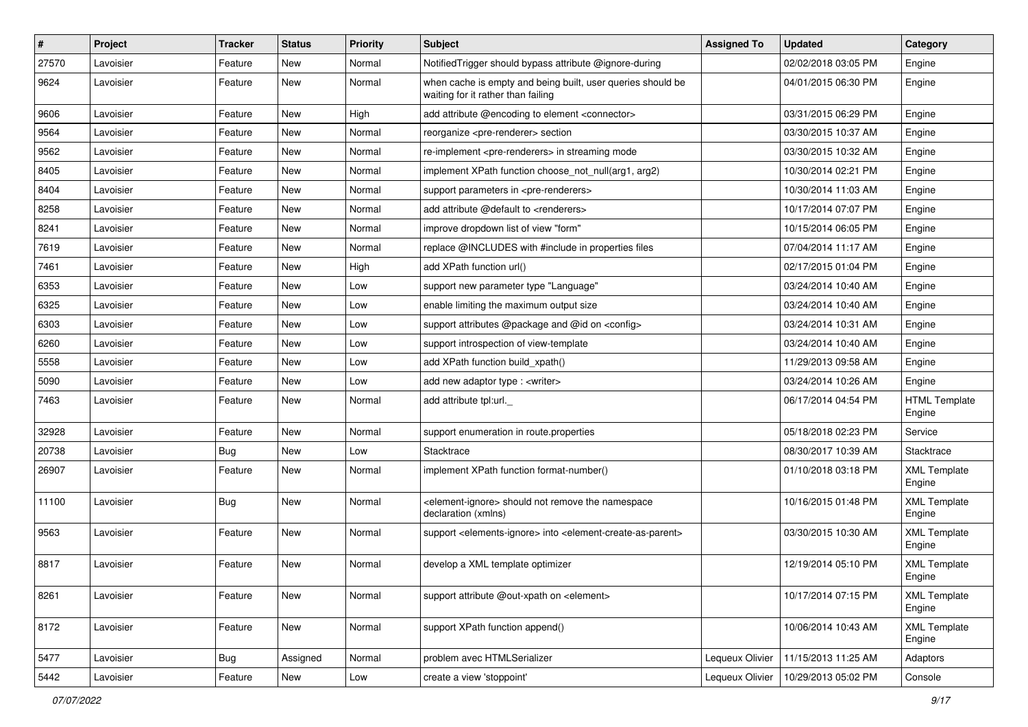| # | Project | Tracker | Status | Priority | Subject | Assigned To | Updated | Category |
|---|---|---|---|---|---|---|---|---|
| 27570 | Lavoisier | Feature | New | Normal | NotifiedTrigger should bypass attribute @ignore-during | | 02/02/2018 03:05 PM | Engine |
| 9624 | Lavoisier | Feature | New | Normal | when cache is empty and being built, user queries should be waiting for it rather than failing | | 04/01/2015 06:30 PM | Engine |
| 9606 | Lavoisier | Feature | New | High | add attribute @encoding to element <connector> | | 03/31/2015 06:29 PM | Engine |
| 9564 | Lavoisier | Feature | New | Normal | reorganize <pre-renderer> section | | 03/30/2015 10:37 AM | Engine |
| 9562 | Lavoisier | Feature | New | Normal | re-implement <pre-renderers> in streaming mode | | 03/30/2015 10:32 AM | Engine |
| 8405 | Lavoisier | Feature | New | Normal | implement XPath function choose_not_null(arg1, arg2) | | 10/30/2014 02:21 PM | Engine |
| 8404 | Lavoisier | Feature | New | Normal | support parameters in <pre-renderers> | | 10/30/2014 11:03 AM | Engine |
| 8258 | Lavoisier | Feature | New | Normal | add attribute @default to <renderers> | | 10/17/2014 07:07 PM | Engine |
| 8241 | Lavoisier | Feature | New | Normal | improve dropdown list of view "form" | | 10/15/2014 06:05 PM | Engine |
| 7619 | Lavoisier | Feature | New | Normal | replace @INCLUDES with #include in properties files | | 07/04/2014 11:17 AM | Engine |
| 7461 | Lavoisier | Feature | New | High | add XPath function url() | | 02/17/2015 01:04 PM | Engine |
| 6353 | Lavoisier | Feature | New | Low | support new parameter type "Language" | | 03/24/2014 10:40 AM | Engine |
| 6325 | Lavoisier | Feature | New | Low | enable limiting the maximum output size | | 03/24/2014 10:40 AM | Engine |
| 6303 | Lavoisier | Feature | New | Low | support attributes @package and @id on <config> | | 03/24/2014 10:31 AM | Engine |
| 6260 | Lavoisier | Feature | New | Low | support introspection of view-template | | 03/24/2014 10:40 AM | Engine |
| 5558 | Lavoisier | Feature | New | Low | add XPath function build_xpath() | | 11/29/2013 09:58 AM | Engine |
| 5090 | Lavoisier | Feature | New | Low | add new adaptor type : <writer> | | 03/24/2014 10:26 AM | Engine |
| 7463 | Lavoisier | Feature | New | Normal | add attribute tpl:url._ | | 06/17/2014 04:54 PM | HTML Template Engine |
| 32928 | Lavoisier | Feature | New | Normal | support enumeration in route.properties | | 05/18/2018 02:23 PM | Service |
| 20738 | Lavoisier | Bug | New | Low | Stacktrace | | 08/30/2017 10:39 AM | Stacktrace |
| 26907 | Lavoisier | Feature | New | Normal | implement XPath function format-number() | | 01/10/2018 03:18 PM | XML Template Engine |
| 11100 | Lavoisier | Bug | New | Normal | <element-ignore> should not remove the namespace declaration (xmlns) | | 10/16/2015 01:48 PM | XML Template Engine |
| 9563 | Lavoisier | Feature | New | Normal | support <elements-ignore> into <element-create-as-parent> | | 03/30/2015 10:30 AM | XML Template Engine |
| 8817 | Lavoisier | Feature | New | Normal | develop a XML template optimizer | | 12/19/2014 05:10 PM | XML Template Engine |
| 8261 | Lavoisier | Feature | New | Normal | support attribute @out-xpath on <element> | | 10/17/2014 07:15 PM | XML Template Engine |
| 8172 | Lavoisier | Feature | New | Normal | support XPath function append() | | 10/06/2014 10:43 AM | XML Template Engine |
| 5477 | Lavoisier | Bug | Assigned | Normal | problem avec HTMLSerializer | Lequeux Olivier | 11/15/2013 11:25 AM | Adaptors |
| 5442 | Lavoisier | Feature | New | Low | create a view 'stoppoint' | Lequeux Olivier | 10/29/2013 05:02 PM | Console |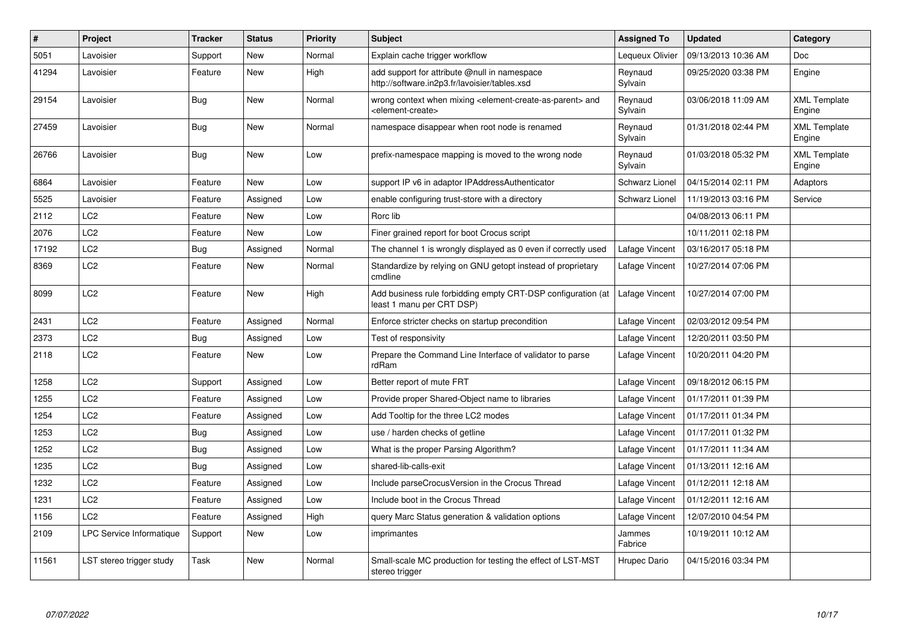| # | Project | Tracker | Status | Priority | Subject | Assigned To | Updated | Category |
|---|---|---|---|---|---|---|---|---|
| 5051 | Lavoisier | Support | New | Normal | Explain cache trigger workflow | Lequeux Olivier | 09/13/2013 10:36 AM | Doc |
| 41294 | Lavoisier | Feature | New | High | add support for attribute @null in namespace http://software.in2p3.fr/lavoisier/tables.xsd | Reynaud Sylvain | 09/25/2020 03:38 PM | Engine |
| 29154 | Lavoisier | Bug | New | Normal | wrong context when mixing <element-create-as-parent> and <element-create> | Reynaud Sylvain | 03/06/2018 11:09 AM | XML Template Engine |
| 27459 | Lavoisier | Bug | New | Normal | namespace disappear when root node is renamed | Reynaud Sylvain | 01/31/2018 02:44 PM | XML Template Engine |
| 26766 | Lavoisier | Bug | New | Low | prefix-namespace mapping is moved to the wrong node | Reynaud Sylvain | 01/03/2018 05:32 PM | XML Template Engine |
| 6864 | Lavoisier | Feature | New | Low | support IP v6 in adaptor IPAddressAuthenticator | Schwarz Lionel | 04/15/2014 02:11 PM | Adaptors |
| 5525 | Lavoisier | Feature | Assigned | Low | enable configuring trust-store with a directory | Schwarz Lionel | 11/19/2013 03:16 PM | Service |
| 2112 | LC2 | Feature | New | Low | Rorc lib | | 04/08/2013 06:11 PM | |
| 2076 | LC2 | Feature | New | Low | Finer grained report for boot Crocus script | | 10/11/2011 02:18 PM | |
| 17192 | LC2 | Bug | Assigned | Normal | The channel 1 is wrongly displayed as 0 even if correctly used | Lafage Vincent | 03/16/2017 05:18 PM | |
| 8369 | LC2 | Feature | New | Normal | Standardize by relying on GNU getopt instead of proprietary cmdline | Lafage Vincent | 10/27/2014 07:06 PM | |
| 8099 | LC2 | Feature | New | High | Add business rule forbidding empty CRT-DSP configuration (at least 1 manu per CRT DSP) | Lafage Vincent | 10/27/2014 07:00 PM | |
| 2431 | LC2 | Feature | Assigned | Normal | Enforce stricter checks on startup precondition | Lafage Vincent | 02/03/2012 09:54 PM | |
| 2373 | LC2 | Bug | Assigned | Low | Test of responsivity | Lafage Vincent | 12/20/2011 03:50 PM | |
| 2118 | LC2 | Feature | New | Low | Prepare the Command Line Interface of validator to parse rdRam | Lafage Vincent | 10/20/2011 04:20 PM | |
| 1258 | LC2 | Support | Assigned | Low | Better report of mute FRT | Lafage Vincent | 09/18/2012 06:15 PM | |
| 1255 | LC2 | Feature | Assigned | Low | Provide proper Shared-Object name to libraries | Lafage Vincent | 01/17/2011 01:39 PM | |
| 1254 | LC2 | Feature | Assigned | Low | Add Tooltip for the three LC2 modes | Lafage Vincent | 01/17/2011 01:34 PM | |
| 1253 | LC2 | Bug | Assigned | Low | use / harden checks of getline | Lafage Vincent | 01/17/2011 01:32 PM | |
| 1252 | LC2 | Bug | Assigned | Low | What is the proper Parsing Algorithm? | Lafage Vincent | 01/17/2011 11:34 AM | |
| 1235 | LC2 | Bug | Assigned | Low | shared-lib-calls-exit | Lafage Vincent | 01/13/2011 12:16 AM | |
| 1232 | LC2 | Feature | Assigned | Low | Include parseCrocusVersion in the Crocus Thread | Lafage Vincent | 01/12/2011 12:18 AM | |
| 1231 | LC2 | Feature | Assigned | Low | Include boot in the Crocus Thread | Lafage Vincent | 01/12/2011 12:16 AM | |
| 1156 | LC2 | Feature | Assigned | High | query Marc Status generation & validation options | Lafage Vincent | 12/07/2010 04:54 PM | |
| 2109 | LPC Service Informatique | Support | New | Low | imprimantes | Jammes Fabrice | 10/19/2011 10:12 AM | |
| 11561 | LST stereo trigger study | Task | New | Normal | Small-scale MC production for testing the effect of LST-MST stereo trigger | Hrupec Dario | 04/15/2016 03:34 PM | |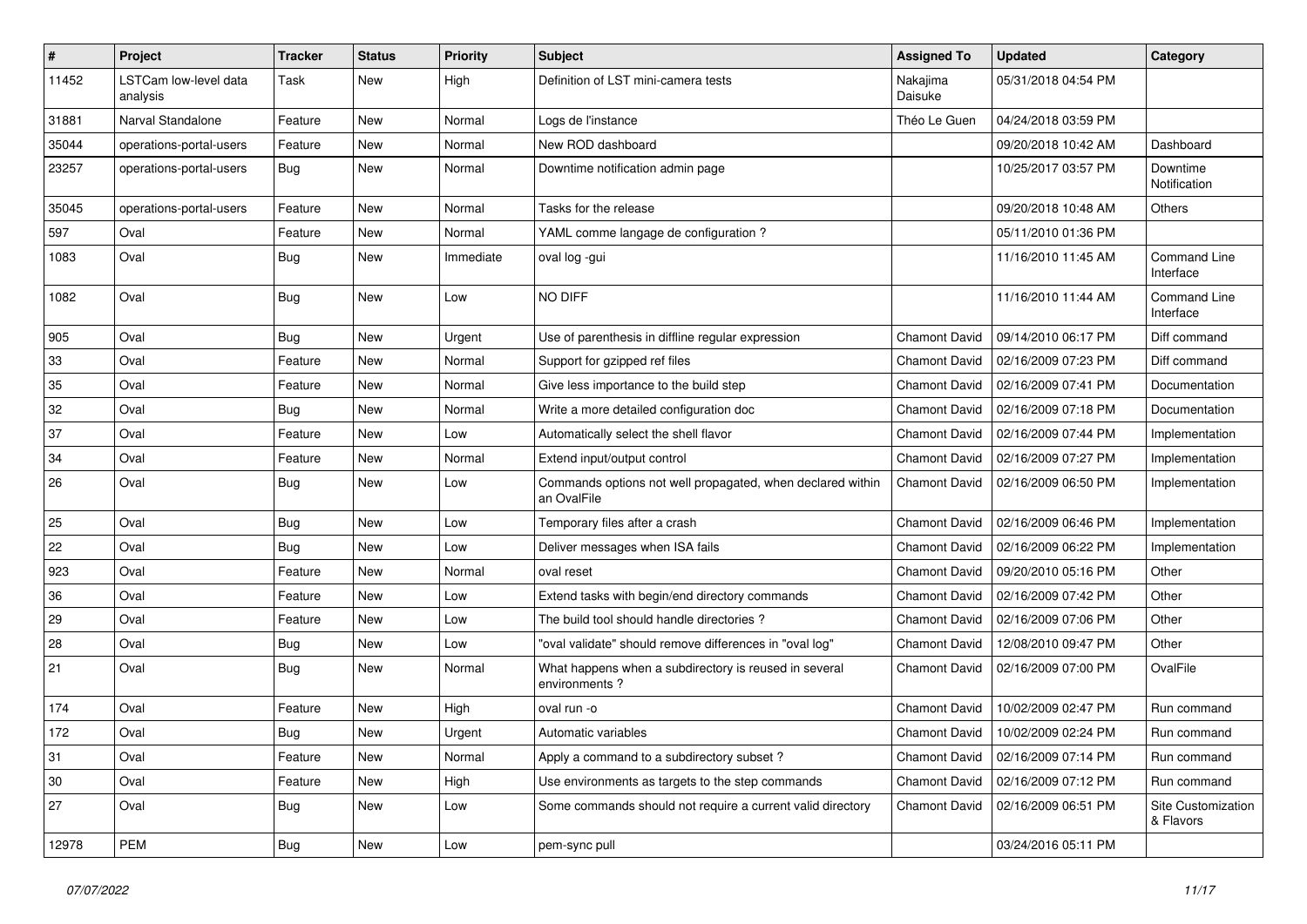| # | Project | Tracker | Status | Priority | Subject | Assigned To | Updated | Category |
|---|---|---|---|---|---|---|---|---|
| 11452 | LSTCam low-level data analysis | Task | New | High | Definition of LST mini-camera tests | Nakajima Daisuke | 05/31/2018 04:54 PM | |
| 31881 | Narval Standalone | Feature | New | Normal | Logs de l'instance | Théo Le Guen | 04/24/2018 03:59 PM | |
| 35044 | operations-portal-users | Feature | New | Normal | New ROD dashboard | | 09/20/2018 10:42 AM | Dashboard |
| 23257 | operations-portal-users | Bug | New | Normal | Downtime notification admin page | | 10/25/2017 03:57 PM | Downtime Notification |
| 35045 | operations-portal-users | Feature | New | Normal | Tasks for the release | | 09/20/2018 10:48 AM | Others |
| 597 | Oval | Feature | New | Normal | YAML comme langage de configuration ? | | 05/11/2010 01:36 PM | |
| 1083 | Oval | Bug | New | Immediate | oval log -gui | | 11/16/2010 11:45 AM | Command Line Interface |
| 1082 | Oval | Bug | New | Low | NO DIFF | | 11/16/2010 11:44 AM | Command Line Interface |
| 905 | Oval | Bug | New | Urgent | Use of parenthesis in diffline regular expression | Chamont David | 09/14/2010 06:17 PM | Diff command |
| 33 | Oval | Feature | New | Normal | Support for gzipped ref files | Chamont David | 02/16/2009 07:23 PM | Diff command |
| 35 | Oval | Feature | New | Normal | Give less importance to the build step | Chamont David | 02/16/2009 07:41 PM | Documentation |
| 32 | Oval | Bug | New | Normal | Write a more detailed configuration doc | Chamont David | 02/16/2009 07:18 PM | Documentation |
| 37 | Oval | Feature | New | Low | Automatically select the shell flavor | Chamont David | 02/16/2009 07:44 PM | Implementation |
| 34 | Oval | Feature | New | Normal | Extend input/output control | Chamont David | 02/16/2009 07:27 PM | Implementation |
| 26 | Oval | Bug | New | Low | Commands options not well propagated, when declared within an OvalFile | Chamont David | 02/16/2009 06:50 PM | Implementation |
| 25 | Oval | Bug | New | Low | Temporary files after a crash | Chamont David | 02/16/2009 06:46 PM | Implementation |
| 22 | Oval | Bug | New | Low | Deliver messages when ISA fails | Chamont David | 02/16/2009 06:22 PM | Implementation |
| 923 | Oval | Feature | New | Normal | oval reset | Chamont David | 09/20/2010 05:16 PM | Other |
| 36 | Oval | Feature | New | Low | Extend tasks with begin/end directory commands | Chamont David | 02/16/2009 07:42 PM | Other |
| 29 | Oval | Feature | New | Low | The build tool should handle directories ? | Chamont David | 02/16/2009 07:06 PM | Other |
| 28 | Oval | Bug | New | Low | "oval validate" should remove differences in "oval log" | Chamont David | 12/08/2010 09:47 PM | Other |
| 21 | Oval | Bug | New | Normal | What happens when a subdirectory is reused in several environments ? | Chamont David | 02/16/2009 07:00 PM | OvalFile |
| 174 | Oval | Feature | New | High | oval run -o | Chamont David | 10/02/2009 02:47 PM | Run command |
| 172 | Oval | Bug | New | Urgent | Automatic variables | Chamont David | 10/02/2009 02:24 PM | Run command |
| 31 | Oval | Feature | New | Normal | Apply a command to a subdirectory subset ? | Chamont David | 02/16/2009 07:14 PM | Run command |
| 30 | Oval | Feature | New | High | Use environments as targets to the step commands | Chamont David | 02/16/2009 07:12 PM | Run command |
| 27 | Oval | Bug | New | Low | Some commands should not require a current valid directory | Chamont David | 02/16/2009 06:51 PM | Site Customization & Flavors |
| 12978 | PEM | Bug | New | Low | pem-sync pull | | 03/24/2016 05:11 PM | |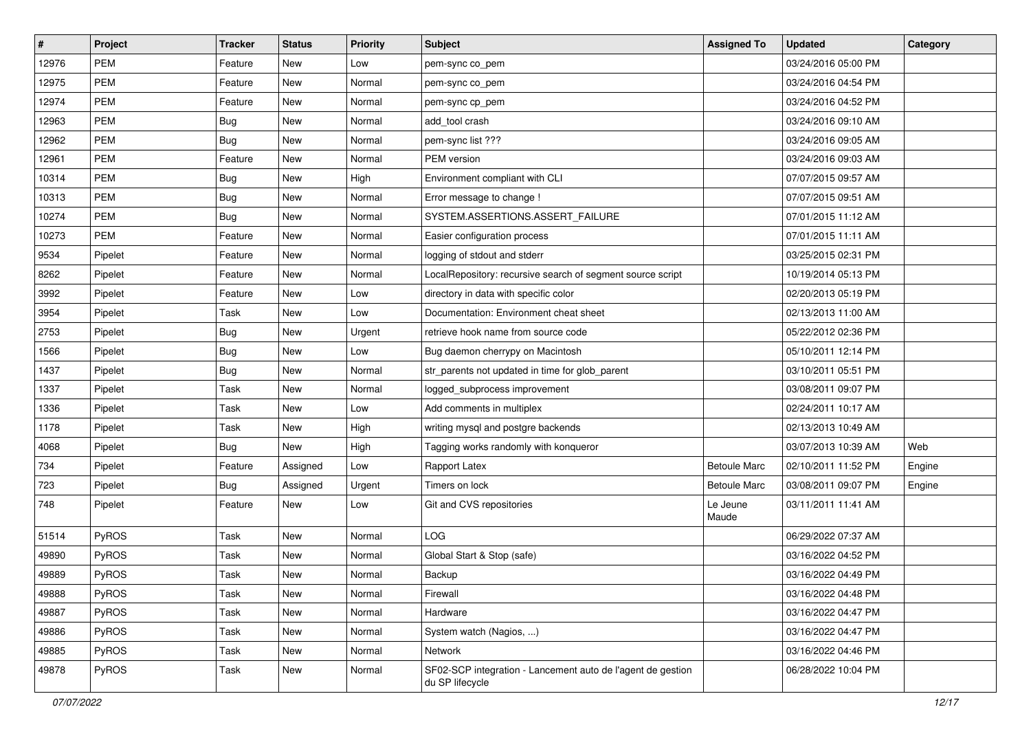| # | Project | Tracker | Status | Priority | Subject | Assigned To | Updated | Category |
|---|---|---|---|---|---|---|---|---|
| 12976 | PEM | Feature | New | Low | pem-sync co_pem | | 03/24/2016 05:00 PM | |
| 12975 | PEM | Feature | New | Normal | pem-sync co_pem | | 03/24/2016 04:54 PM | |
| 12974 | PEM | Feature | New | Normal | pem-sync cp_pem | | 03/24/2016 04:52 PM | |
| 12963 | PEM | Bug | New | Normal | add_tool crash | | 03/24/2016 09:10 AM | |
| 12962 | PEM | Bug | New | Normal | pem-sync list ??? | | 03/24/2016 09:05 AM | |
| 12961 | PEM | Feature | New | Normal | PEM version | | 03/24/2016 09:03 AM | |
| 10314 | PEM | Bug | New | High | Environment compliant with CLI | | 07/07/2015 09:57 AM | |
| 10313 | PEM | Bug | New | Normal | Error message to change ! | | 07/07/2015 09:51 AM | |
| 10274 | PEM | Bug | New | Normal | SYSTEM.ASSERTIONS.ASSERT_FAILURE | | 07/01/2015 11:12 AM | |
| 10273 | PEM | Feature | New | Normal | Easier configuration process | | 07/01/2015 11:11 AM | |
| 9534 | Pipelet | Feature | New | Normal | logging of stdout and stderr | | 03/25/2015 02:31 PM | |
| 8262 | Pipelet | Feature | New | Normal | LocalRepository: recursive search of segment source script | | 10/19/2014 05:13 PM | |
| 3992 | Pipelet | Feature | New | Low | directory in data with specific color | | 02/20/2013 05:19 PM | |
| 3954 | Pipelet | Task | New | Low | Documentation: Environment cheat sheet | | 02/13/2013 11:00 AM | |
| 2753 | Pipelet | Bug | New | Urgent | retrieve hook name from source code | | 05/22/2012 02:36 PM | |
| 1566 | Pipelet | Bug | New | Low | Bug daemon cherrypy on Macintosh | | 05/10/2011 12:14 PM | |
| 1437 | Pipelet | Bug | New | Normal | str_parents not updated in time for glob_parent | | 03/10/2011 05:51 PM | |
| 1337 | Pipelet | Task | New | Normal | logged_subprocess improvement | | 03/08/2011 09:07 PM | |
| 1336 | Pipelet | Task | New | Low | Add comments in multiplex | | 02/24/2011 10:17 AM | |
| 1178 | Pipelet | Task | New | High | writing mysql and postgre backends | | 02/13/2013 10:49 AM | |
| 4068 | Pipelet | Bug | New | High | Tagging works randomly with konqueror | | 03/07/2013 10:39 AM | Web |
| 734 | Pipelet | Feature | Assigned | Low | Rapport Latex | Betoule Marc | 02/10/2011 11:52 PM | Engine |
| 723 | Pipelet | Bug | Assigned | Urgent | Timers on lock | Betoule Marc | 03/08/2011 09:07 PM | Engine |
| 748 | Pipelet | Feature | New | Low | Git and CVS repositories | Le Jeune Maude | 03/11/2011 11:41 AM | |
| 51514 | PyROS | Task | New | Normal | LOG | | 06/29/2022 07:37 AM | |
| 49890 | PyROS | Task | New | Normal | Global Start & Stop (safe) | | 03/16/2022 04:52 PM | |
| 49889 | PyROS | Task | New | Normal | Backup | | 03/16/2022 04:49 PM | |
| 49888 | PyROS | Task | New | Normal | Firewall | | 03/16/2022 04:48 PM | |
| 49887 | PyROS | Task | New | Normal | Hardware | | 03/16/2022 04:47 PM | |
| 49886 | PyROS | Task | New | Normal | System watch (Nagios, ...) | | 03/16/2022 04:47 PM | |
| 49885 | PyROS | Task | New | Normal | Network | | 03/16/2022 04:46 PM | |
| 49878 | PyROS | Task | New | Normal | SF02-SCP integration - Lancement auto de l'agent de gestion du SP lifecycle | | 06/28/2022 10:04 PM | |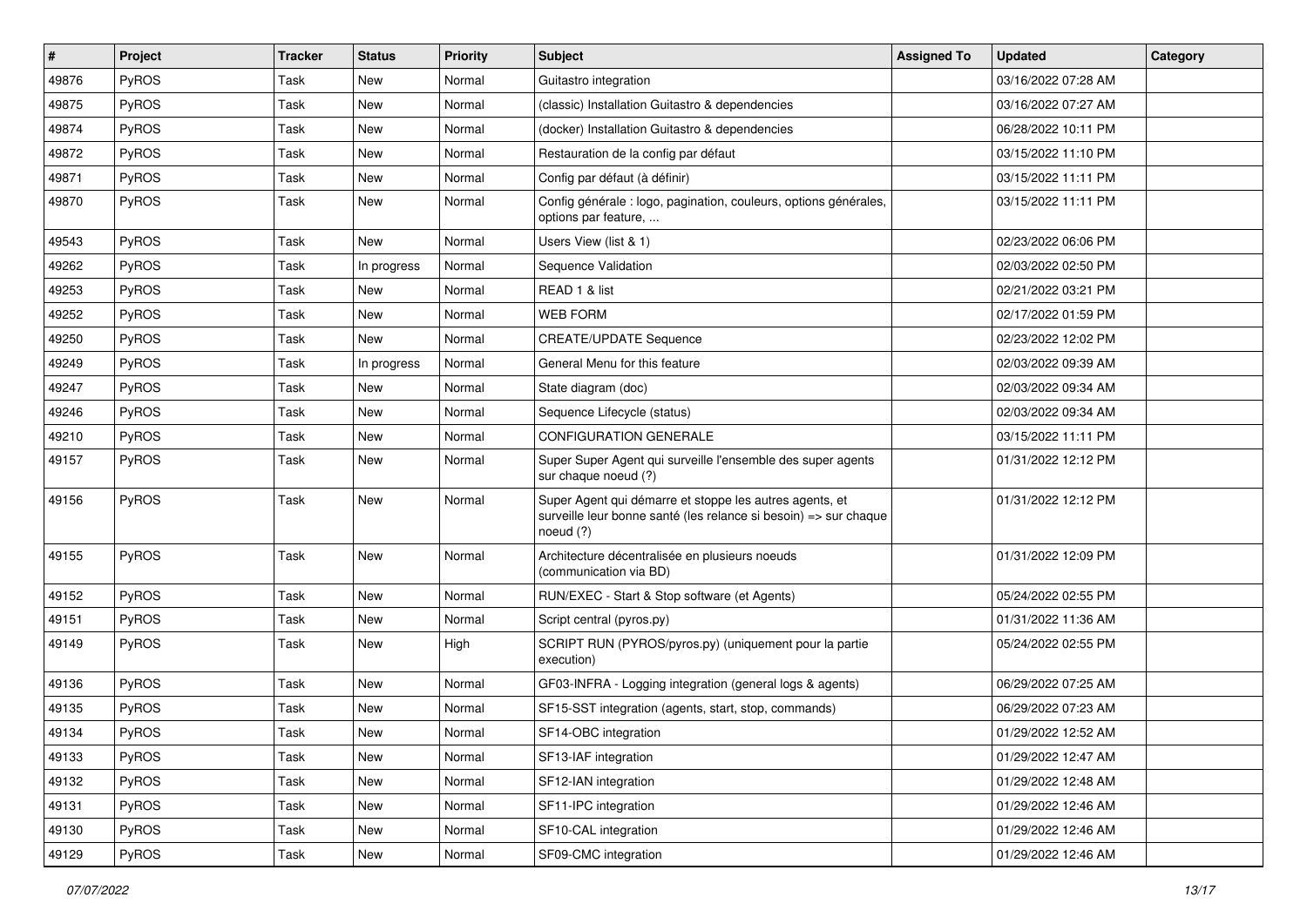| # | Project | Tracker | Status | Priority | Subject | Assigned To | Updated | Category |
| --- | --- | --- | --- | --- | --- | --- | --- | --- |
| 49876 | PyROS | Task | New | Normal | Guitastro integration | | 03/16/2022 07:28 AM | |
| 49875 | PyROS | Task | New | Normal | (classic) Installation Guitastro & dependencies | | 03/16/2022 07:27 AM | |
| 49874 | PyROS | Task | New | Normal | (docker) Installation Guitastro & dependencies | | 06/28/2022 10:11 PM | |
| 49872 | PyROS | Task | New | Normal | Restauration de la config par défaut | | 03/15/2022 11:10 PM | |
| 49871 | PyROS | Task | New | Normal | Config par défaut (à définir) | | 03/15/2022 11:11 PM | |
| 49870 | PyROS | Task | New | Normal | Config générale : logo, pagination, couleurs, options générales, options par feature, ... | | 03/15/2022 11:11 PM | |
| 49543 | PyROS | Task | New | Normal | Users View (list & 1) | | 02/23/2022 06:06 PM | |
| 49262 | PyROS | Task | In progress | Normal | Sequence Validation | | 02/03/2022 02:50 PM | |
| 49253 | PyROS | Task | New | Normal | READ 1 & list | | 02/21/2022 03:21 PM | |
| 49252 | PyROS | Task | New | Normal | WEB FORM | | 02/17/2022 01:59 PM | |
| 49250 | PyROS | Task | New | Normal | CREATE/UPDATE Sequence | | 02/23/2022 12:02 PM | |
| 49249 | PyROS | Task | In progress | Normal | General Menu for this feature | | 02/03/2022 09:39 AM | |
| 49247 | PyROS | Task | New | Normal | State diagram (doc) | | 02/03/2022 09:34 AM | |
| 49246 | PyROS | Task | New | Normal | Sequence Lifecycle (status) | | 02/03/2022 09:34 AM | |
| 49210 | PyROS | Task | New | Normal | CONFIGURATION GENERALE | | 03/15/2022 11:11 PM | |
| 49157 | PyROS | Task | New | Normal | Super Super Agent qui surveille l'ensemble des super agents sur chaque noeud (?) | | 01/31/2022 12:12 PM | |
| 49156 | PyROS | Task | New | Normal | Super Agent qui démarre et stoppe les autres agents, et surveille leur bonne santé (les relance si besoin) => sur chaque noeud (?) | | 01/31/2022 12:12 PM | |
| 49155 | PyROS | Task | New | Normal | Architecture décentralisée en plusieurs noeuds (communication via BD) | | 01/31/2022 12:09 PM | |
| 49152 | PyROS | Task | New | Normal | RUN/EXEC - Start & Stop software (et Agents) | | 05/24/2022 02:55 PM | |
| 49151 | PyROS | Task | New | Normal | Script central (pyros.py) | | 01/31/2022 11:36 AM | |
| 49149 | PyROS | Task | New | High | SCRIPT RUN (PYROS/pyros.py) (uniquement pour la partie execution) | | 05/24/2022 02:55 PM | |
| 49136 | PyROS | Task | New | Normal | GF03-INFRA - Logging integration (general logs & agents) | | 06/29/2022 07:25 AM | |
| 49135 | PyROS | Task | New | Normal | SF15-SST integration (agents, start, stop, commands) | | 06/29/2022 07:23 AM | |
| 49134 | PyROS | Task | New | Normal | SF14-OBC integration | | 01/29/2022 12:52 AM | |
| 49133 | PyROS | Task | New | Normal | SF13-IAF integration | | 01/29/2022 12:47 AM | |
| 49132 | PyROS | Task | New | Normal | SF12-IAN integration | | 01/29/2022 12:48 AM | |
| 49131 | PyROS | Task | New | Normal | SF11-IPC integration | | 01/29/2022 12:46 AM | |
| 49130 | PyROS | Task | New | Normal | SF10-CAL integration | | 01/29/2022 12:46 AM | |
| 49129 | PyROS | Task | New | Normal | SF09-CMC integration | | 01/29/2022 12:46 AM | |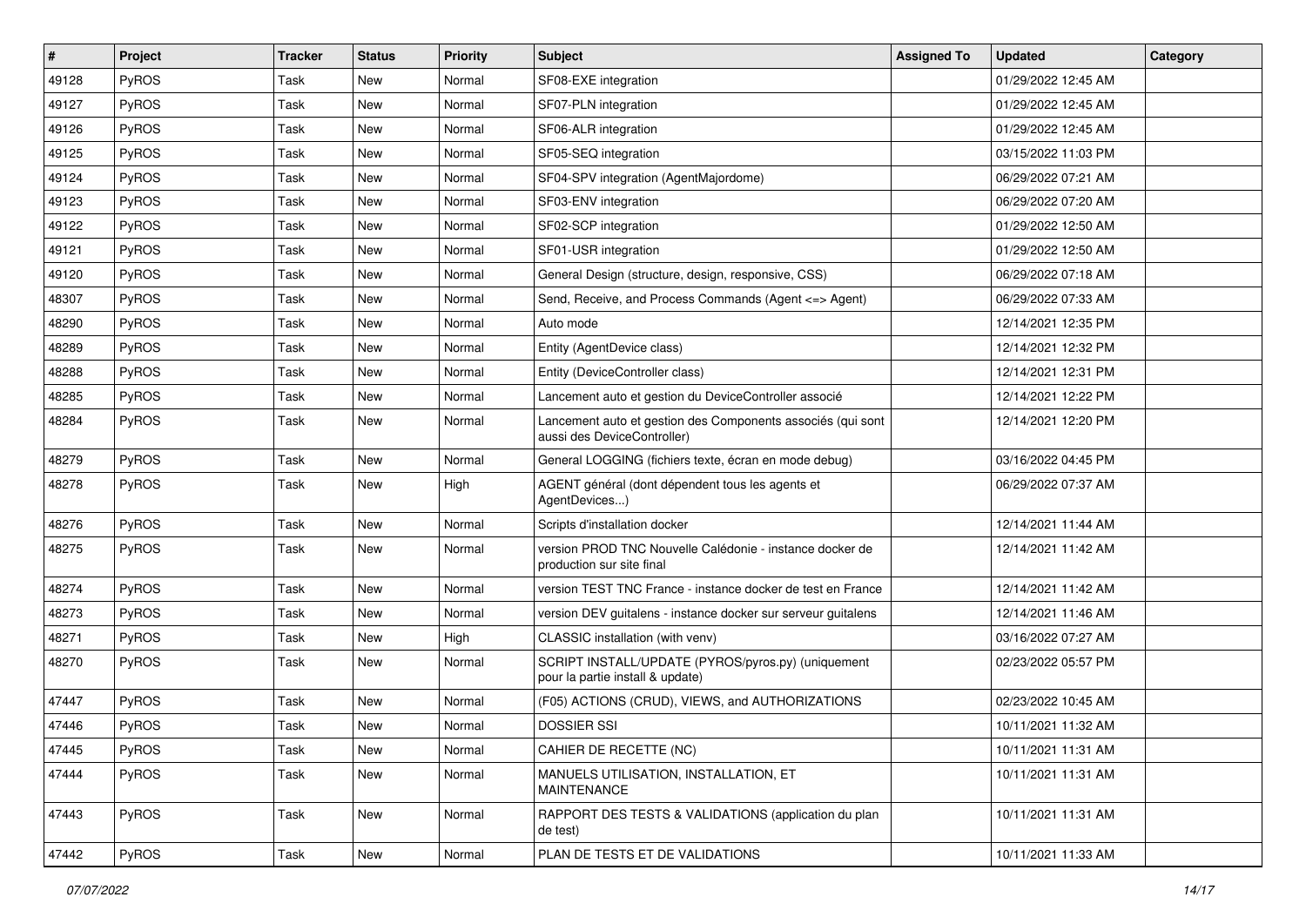| # | Project | Tracker | Status | Priority | Subject | Assigned To | Updated | Category |
|---|---|---|---|---|---|---|---|---|
| 49128 | PyROS | Task | New | Normal | SF08-EXE integration | | 01/29/2022 12:45 AM | |
| 49127 | PyROS | Task | New | Normal | SF07-PLN integration | | 01/29/2022 12:45 AM | |
| 49126 | PyROS | Task | New | Normal | SF06-ALR integration | | 01/29/2022 12:45 AM | |
| 49125 | PyROS | Task | New | Normal | SF05-SEQ integration | | 03/15/2022 11:03 PM | |
| 49124 | PyROS | Task | New | Normal | SF04-SPV integration (AgentMajordome) | | 06/29/2022 07:21 AM | |
| 49123 | PyROS | Task | New | Normal | SF03-ENV integration | | 06/29/2022 07:20 AM | |
| 49122 | PyROS | Task | New | Normal | SF02-SCP integration | | 01/29/2022 12:50 AM | |
| 49121 | PyROS | Task | New | Normal | SF01-USR integration | | 01/29/2022 12:50 AM | |
| 49120 | PyROS | Task | New | Normal | General Design (structure, design, responsive, CSS) | | 06/29/2022 07:18 AM | |
| 48307 | PyROS | Task | New | Normal | Send, Receive, and Process Commands (Agent <=> Agent) | | 06/29/2022 07:33 AM | |
| 48290 | PyROS | Task | New | Normal | Auto mode | | 12/14/2021 12:35 PM | |
| 48289 | PyROS | Task | New | Normal | Entity (AgentDevice class) | | 12/14/2021 12:32 PM | |
| 48288 | PyROS | Task | New | Normal | Entity (DeviceController class) | | 12/14/2021 12:31 PM | |
| 48285 | PyROS | Task | New | Normal | Lancement auto et gestion du DeviceController associé | | 12/14/2021 12:22 PM | |
| 48284 | PyROS | Task | New | Normal | Lancement auto et gestion des Components associés (qui sont aussi des DeviceController) | | 12/14/2021 12:20 PM | |
| 48279 | PyROS | Task | New | Normal | General LOGGING (fichiers texte, écran en mode debug) | | 03/16/2022 04:45 PM | |
| 48278 | PyROS | Task | New | High | AGENT général (dont dépendent tous les agents et AgentDevices...) | | 06/29/2022 07:37 AM | |
| 48276 | PyROS | Task | New | Normal | Scripts d'installation docker | | 12/14/2021 11:44 AM | |
| 48275 | PyROS | Task | New | Normal | version PROD TNC Nouvelle Calédonie - instance docker de production sur site final | | 12/14/2021 11:42 AM | |
| 48274 | PyROS | Task | New | Normal | version TEST TNC France - instance docker de test en France | | 12/14/2021 11:42 AM | |
| 48273 | PyROS | Task | New | Normal | version DEV guitalens - instance docker sur serveur guitalens | | 12/14/2021 11:46 AM | |
| 48271 | PyROS | Task | New | High | CLASSIC installation (with venv) | | 03/16/2022 07:27 AM | |
| 48270 | PyROS | Task | New | Normal | SCRIPT INSTALL/UPDATE (PYROS/pyros.py) (uniquement pour la partie install & update) | | 02/23/2022 05:57 PM | |
| 47447 | PyROS | Task | New | Normal | (F05) ACTIONS (CRUD), VIEWS, and AUTHORIZATIONS | | 02/23/2022 10:45 AM | |
| 47446 | PyROS | Task | New | Normal | DOSSIER SSI | | 10/11/2021 11:32 AM | |
| 47445 | PyROS | Task | New | Normal | CAHIER DE RECETTE (NC) | | 10/11/2021 11:31 AM | |
| 47444 | PyROS | Task | New | Normal | MANUELS UTILISATION, INSTALLATION, ET MAINTENANCE | | 10/11/2021 11:31 AM | |
| 47443 | PyROS | Task | New | Normal | RAPPORT DES TESTS & VALIDATIONS (application du plan de test) | | 10/11/2021 11:31 AM | |
| 47442 | PyROS | Task | New | Normal | PLAN DE TESTS ET DE VALIDATIONS | | 10/11/2021 11:33 AM | |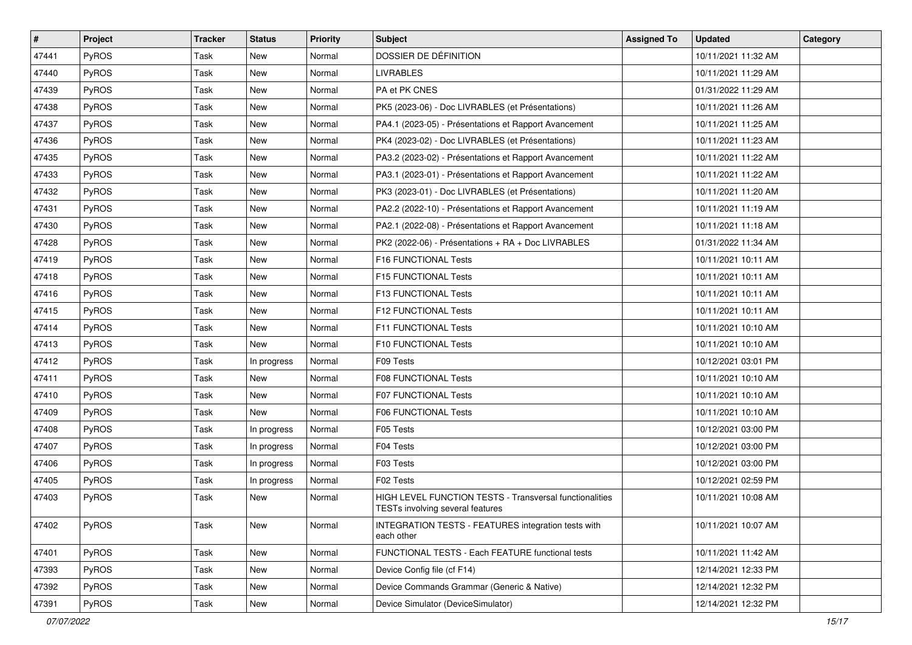| # | Project | Tracker | Status | Priority | Subject | Assigned To | Updated | Category |
|---|---|---|---|---|---|---|---|---|
| 47441 | PyROS | Task | New | Normal | DOSSIER DE DÉFINITION | | 10/11/2021 11:32 AM | |
| 47440 | PyROS | Task | New | Normal | LIVRABLES | | 10/11/2021 11:29 AM | |
| 47439 | PyROS | Task | New | Normal | PA et PK CNES | | 01/31/2022 11:29 AM | |
| 47438 | PyROS | Task | New | Normal | PK5 (2023-06) - Doc LIVRABLES (et Présentations) | | 10/11/2021 11:26 AM | |
| 47437 | PyROS | Task | New | Normal | PA4.1 (2023-05) - Présentations et Rapport Avancement | | 10/11/2021 11:25 AM | |
| 47436 | PyROS | Task | New | Normal | PK4 (2023-02) - Doc LIVRABLES (et Présentations) | | 10/11/2021 11:23 AM | |
| 47435 | PyROS | Task | New | Normal | PA3.2 (2023-02) - Présentations et Rapport Avancement | | 10/11/2021 11:22 AM | |
| 47433 | PyROS | Task | New | Normal | PA3.1 (2023-01) - Présentations et Rapport Avancement | | 10/11/2021 11:22 AM | |
| 47432 | PyROS | Task | New | Normal | PK3 (2023-01) - Doc LIVRABLES (et Présentations) | | 10/11/2021 11:20 AM | |
| 47431 | PyROS | Task | New | Normal | PA2.2 (2022-10) - Présentations et Rapport Avancement | | 10/11/2021 11:19 AM | |
| 47430 | PyROS | Task | New | Normal | PA2.1 (2022-08) - Présentations et Rapport Avancement | | 10/11/2021 11:18 AM | |
| 47428 | PyROS | Task | New | Normal | PK2 (2022-06) - Présentations + RA + Doc LIVRABLES | | 01/31/2022 11:34 AM | |
| 47419 | PyROS | Task | New | Normal | F16 FUNCTIONAL Tests | | 10/11/2021 10:11 AM | |
| 47418 | PyROS | Task | New | Normal | F15 FUNCTIONAL Tests | | 10/11/2021 10:11 AM | |
| 47416 | PyROS | Task | New | Normal | F13 FUNCTIONAL Tests | | 10/11/2021 10:11 AM | |
| 47415 | PyROS | Task | New | Normal | F12 FUNCTIONAL Tests | | 10/11/2021 10:11 AM | |
| 47414 | PyROS | Task | New | Normal | F11 FUNCTIONAL Tests | | 10/11/2021 10:10 AM | |
| 47413 | PyROS | Task | New | Normal | F10 FUNCTIONAL Tests | | 10/11/2021 10:10 AM | |
| 47412 | PyROS | Task | In progress | Normal | F09 Tests | | 10/12/2021 03:01 PM | |
| 47411 | PyROS | Task | New | Normal | F08 FUNCTIONAL Tests | | 10/11/2021 10:10 AM | |
| 47410 | PyROS | Task | New | Normal | F07 FUNCTIONAL Tests | | 10/11/2021 10:10 AM | |
| 47409 | PyROS | Task | New | Normal | F06 FUNCTIONAL Tests | | 10/11/2021 10:10 AM | |
| 47408 | PyROS | Task | In progress | Normal | F05 Tests | | 10/12/2021 03:00 PM | |
| 47407 | PyROS | Task | In progress | Normal | F04 Tests | | 10/12/2021 03:00 PM | |
| 47406 | PyROS | Task | In progress | Normal | F03 Tests | | 10/12/2021 03:00 PM | |
| 47405 | PyROS | Task | In progress | Normal | F02 Tests | | 10/12/2021 02:59 PM | |
| 47403 | PyROS | Task | New | Normal | HIGH LEVEL FUNCTION TESTS - Transversal functionalities TESTs involving several features | | 10/11/2021 10:08 AM | |
| 47402 | PyROS | Task | New | Normal | INTEGRATION TESTS - FEATURES integration tests with each other | | 10/11/2021 10:07 AM | |
| 47401 | PyROS | Task | New | Normal | FUNCTIONAL TESTS - Each FEATURE functional tests | | 10/11/2021 11:42 AM | |
| 47393 | PyROS | Task | New | Normal | Device Config file (cf F14) | | 12/14/2021 12:33 PM | |
| 47392 | PyROS | Task | New | Normal | Device Commands Grammar (Generic & Native) | | 12/14/2021 12:32 PM | |
| 47391 | PyROS | Task | New | Normal | Device Simulator (DeviceSimulator) | | 12/14/2021 12:32 PM | |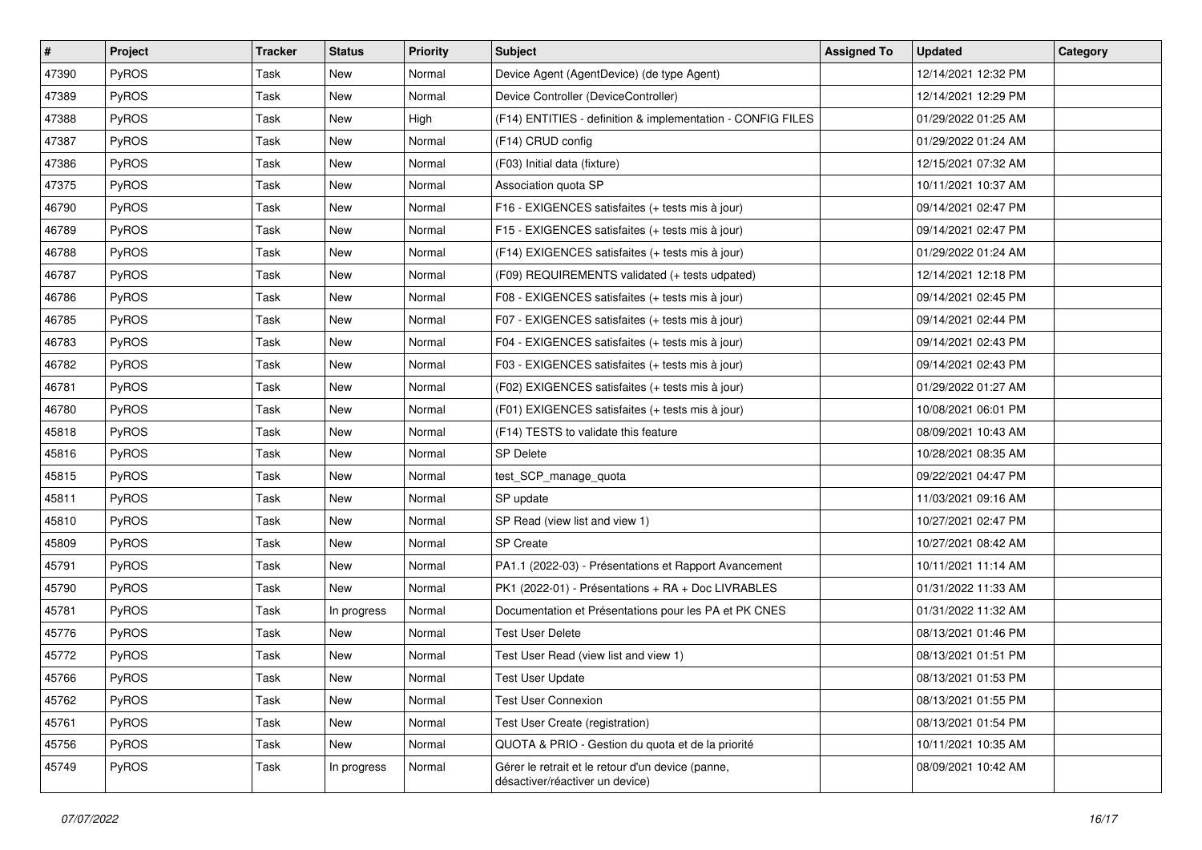| # | Project | Tracker | Status | Priority | Subject | Assigned To | Updated | Category |
|---|---|---|---|---|---|---|---|---|
| 47390 | PyROS | Task | New | Normal | Device Agent (AgentDevice) (de type Agent) | | 12/14/2021 12:32 PM | |
| 47389 | PyROS | Task | New | Normal | Device Controller (DeviceController) | | 12/14/2021 12:29 PM | |
| 47388 | PyROS | Task | New | High | (F14) ENTITIES - definition & implementation - CONFIG FILES | | 01/29/2022 01:25 AM | |
| 47387 | PyROS | Task | New | Normal | (F14) CRUD config | | 01/29/2022 01:24 AM | |
| 47386 | PyROS | Task | New | Normal | (F03) Initial data (fixture) | | 12/15/2021 07:32 AM | |
| 47375 | PyROS | Task | New | Normal | Association quota SP | | 10/11/2021 10:37 AM | |
| 46790 | PyROS | Task | New | Normal | F16 - EXIGENCES satisfaites (+ tests mis à jour) | | 09/14/2021 02:47 PM | |
| 46789 | PyROS | Task | New | Normal | F15 - EXIGENCES satisfaites (+ tests mis à jour) | | 09/14/2021 02:47 PM | |
| 46788 | PyROS | Task | New | Normal | (F14) EXIGENCES satisfaites (+ tests mis à jour) | | 01/29/2022 01:24 AM | |
| 46787 | PyROS | Task | New | Normal | (F09) REQUIREMENTS validated (+ tests udpated) | | 12/14/2021 12:18 PM | |
| 46786 | PyROS | Task | New | Normal | F08 - EXIGENCES satisfaites (+ tests mis à jour) | | 09/14/2021 02:45 PM | |
| 46785 | PyROS | Task | New | Normal | F07 - EXIGENCES satisfaites (+ tests mis à jour) | | 09/14/2021 02:44 PM | |
| 46783 | PyROS | Task | New | Normal | F04 - EXIGENCES satisfaites (+ tests mis à jour) | | 09/14/2021 02:43 PM | |
| 46782 | PyROS | Task | New | Normal | F03 - EXIGENCES satisfaites (+ tests mis à jour) | | 09/14/2021 02:43 PM | |
| 46781 | PyROS | Task | New | Normal | (F02) EXIGENCES satisfaites (+ tests mis à jour) | | 01/29/2022 01:27 AM | |
| 46780 | PyROS | Task | New | Normal | (F01) EXIGENCES satisfaites (+ tests mis à jour) | | 10/08/2021 06:01 PM | |
| 45818 | PyROS | Task | New | Normal | (F14) TESTS to validate this feature | | 08/09/2021 10:43 AM | |
| 45816 | PyROS | Task | New | Normal | SP Delete | | 10/28/2021 08:35 AM | |
| 45815 | PyROS | Task | New | Normal | test_SCP_manage_quota | | 09/22/2021 04:47 PM | |
| 45811 | PyROS | Task | New | Normal | SP update | | 11/03/2021 09:16 AM | |
| 45810 | PyROS | Task | New | Normal | SP Read (view list and view 1) | | 10/27/2021 02:47 PM | |
| 45809 | PyROS | Task | New | Normal | SP Create | | 10/27/2021 08:42 AM | |
| 45791 | PyROS | Task | New | Normal | PA1.1 (2022-03) - Présentations et Rapport Avancement | | 10/11/2021 11:14 AM | |
| 45790 | PyROS | Task | New | Normal | PK1 (2022-01) - Présentations + RA + Doc LIVRABLES | | 01/31/2022 11:33 AM | |
| 45781 | PyROS | Task | In progress | Normal | Documentation et Présentations pour les PA et PK CNES | | 01/31/2022 11:32 AM | |
| 45776 | PyROS | Task | New | Normal | Test User Delete | | 08/13/2021 01:46 PM | |
| 45772 | PyROS | Task | New | Normal | Test User Read (view list and view 1) | | 08/13/2021 01:51 PM | |
| 45766 | PyROS | Task | New | Normal | Test User Update | | 08/13/2021 01:53 PM | |
| 45762 | PyROS | Task | New | Normal | Test User Connexion | | 08/13/2021 01:55 PM | |
| 45761 | PyROS | Task | New | Normal | Test User Create (registration) | | 08/13/2021 01:54 PM | |
| 45756 | PyROS | Task | New | Normal | QUOTA & PRIO - Gestion du quota et de la priorité | | 10/11/2021 10:35 AM | |
| 45749 | PyROS | Task | In progress | Normal | Gérer le retrait et le retour d'un device (panne, désactiver/réactiver un device) | | 08/09/2021 10:42 AM | |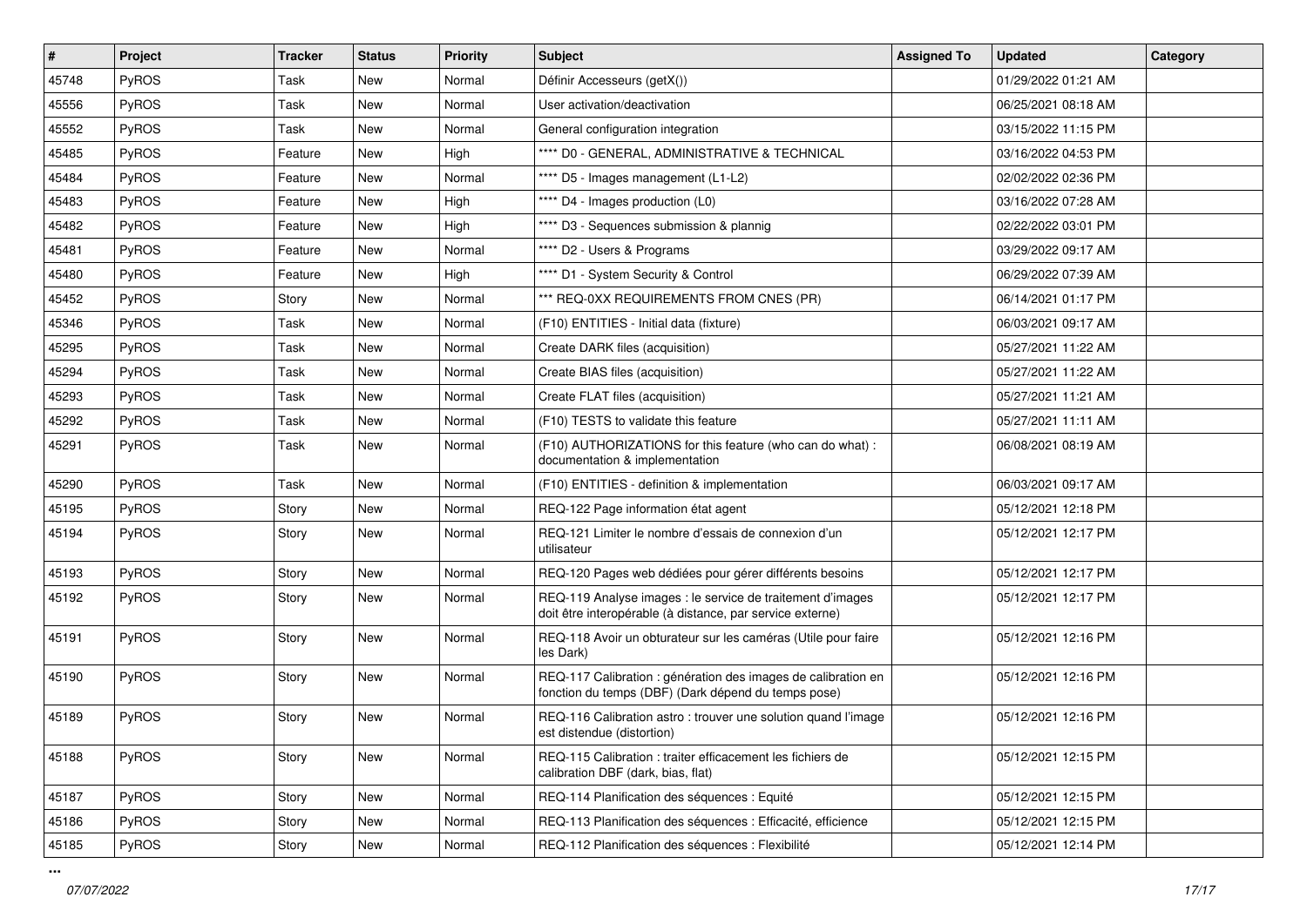| # | Project | Tracker | Status | Priority | Subject | Assigned To | Updated | Category |
|---|---|---|---|---|---|---|---|---|
| 45748 | PyROS | Task | New | Normal | Définir Accesseurs (getX()) | | 01/29/2022 01:21 AM | |
| 45556 | PyROS | Task | New | Normal | User activation/deactivation | | 06/25/2021 08:18 AM | |
| 45552 | PyROS | Task | New | Normal | General configuration integration | | 03/15/2022 11:15 PM | |
| 45485 | PyROS | Feature | New | High | **** D0 - GENERAL, ADMINISTRATIVE & TECHNICAL | | 03/16/2022 04:53 PM | |
| 45484 | PyROS | Feature | New | Normal | **** D5 - Images management (L1-L2) | | 02/02/2022 02:36 PM | |
| 45483 | PyROS | Feature | New | High | **** D4 - Images production (L0) | | 03/16/2022 07:28 AM | |
| 45482 | PyROS | Feature | New | High | **** D3 - Sequences submission & plannig | | 02/22/2022 03:01 PM | |
| 45481 | PyROS | Feature | New | Normal | **** D2 - Users & Programs | | 03/29/2022 09:17 AM | |
| 45480 | PyROS | Feature | New | High | **** D1 - System Security & Control | | 06/29/2022 07:39 AM | |
| 45452 | PyROS | Story | New | Normal | *** REQ-0XX REQUIREMENTS FROM CNES (PR) | | 06/14/2021 01:17 PM | |
| 45346 | PyROS | Task | New | Normal | (F10) ENTITIES - Initial data (fixture) | | 06/03/2021 09:17 AM | |
| 45295 | PyROS | Task | New | Normal | Create DARK files (acquisition) | | 05/27/2021 11:22 AM | |
| 45294 | PyROS | Task | New | Normal | Create BIAS files (acquisition) | | 05/27/2021 11:22 AM | |
| 45293 | PyROS | Task | New | Normal | Create FLAT files (acquisition) | | 05/27/2021 11:21 AM | |
| 45292 | PyROS | Task | New | Normal | (F10) TESTS to validate this feature | | 05/27/2021 11:11 AM | |
| 45291 | PyROS | Task | New | Normal | (F10) AUTHORIZATIONS for this feature (who can do what) : documentation & implementation | | 06/08/2021 08:19 AM | |
| 45290 | PyROS | Task | New | Normal | (F10) ENTITIES - definition & implementation | | 06/03/2021 09:17 AM | |
| 45195 | PyROS | Story | New | Normal | REQ-122 Page information état agent | | 05/12/2021 12:18 PM | |
| 45194 | PyROS | Story | New | Normal | REQ-121 Limiter le nombre d'essais de connexion d'un utilisateur | | 05/12/2021 12:17 PM | |
| 45193 | PyROS | Story | New | Normal | REQ-120 Pages web dédiées pour gérer différents besoins | | 05/12/2021 12:17 PM | |
| 45192 | PyROS | Story | New | Normal | REQ-119 Analyse images : le service de traitement d'images doit être interopérable (à distance, par service externe) | | 05/12/2021 12:17 PM | |
| 45191 | PyROS | Story | New | Normal | REQ-118 Avoir un obturateur sur les caméras (Utile pour faire les Dark) | | 05/12/2021 12:16 PM | |
| 45190 | PyROS | Story | New | Normal | REQ-117 Calibration : génération des images de calibration en fonction du temps (DBF) (Dark dépend du temps pose) | | 05/12/2021 12:16 PM | |
| 45189 | PyROS | Story | New | Normal | REQ-116 Calibration astro : trouver une solution quand l'image est distendue (distortion) | | 05/12/2021 12:16 PM | |
| 45188 | PyROS | Story | New | Normal | REQ-115 Calibration : traiter efficacement les fichiers de calibration DBF (dark, bias, flat) | | 05/12/2021 12:15 PM | |
| 45187 | PyROS | Story | New | Normal | REQ-114 Planification des séquences : Equité | | 05/12/2021 12:15 PM | |
| 45186 | PyROS | Story | New | Normal | REQ-113 Planification des séquences : Efficacité, efficience | | 05/12/2021 12:15 PM | |
| 45185 | PyROS | Story | New | Normal | REQ-112 Planification des séquences : Flexibilité | | 05/12/2021 12:14 PM | |

...

*07/07/2022*